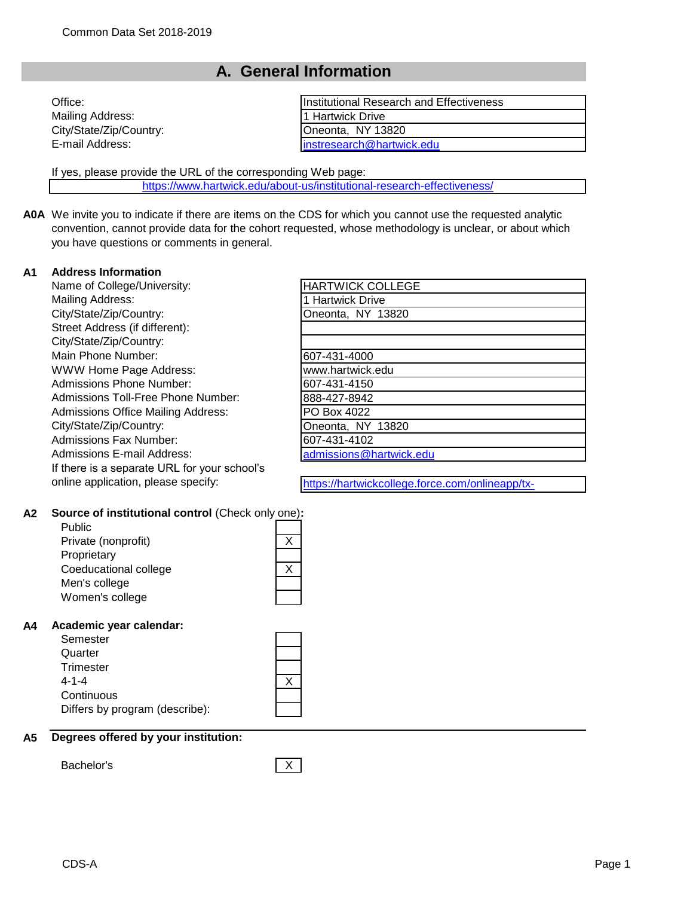Common Data Set 2018-2019

# A. General Information

| | |
|---|---|
| Office: | Institutional Research and Effectiveness |
| Mailing Address: | 1 Hartwick Drive |
| City/State/Zip/Country: | Oneonta, NY 13820 |
| E-mail Address: | instresearch@hartwick.edu |

If yes, please provide the URL of the corresponding Web page:

https://www.hartwick.edu/about-us/institutional-research-effectiveness/

**A0A** We invite you to indicate if there are items on the CDS for which you cannot use the requested analytic convention, cannot provide data for the cohort requested, whose methodology is unclear, or about which you have questions or comments in general.

## A1 Address Information

| | |
|---|---|
| Name of College/University: | HARTWICK COLLEGE |
| Mailing Address: | 1 Hartwick Drive |
| City/State/Zip/Country: | Oneonta, NY 13820 |
| Street Address (if different): | |
| City/State/Zip/Country: | |
| Main Phone Number: | 607-431-4000 |
| WWW Home Page Address: | www.hartwick.edu |
| Admissions Phone Number: | 607-431-4150 |
| Admissions Toll-Free Phone Number: | 888-427-8942 |
| Admissions Office Mailing Address: | PO Box 4022 |
| City/State/Zip/Country: | Oneonta, NY 13820 |
| Admissions Fax Number: | 607-431-4102 |
| Admissions E-mail Address: | admissions@hartwick.edu |
| If there is a separate URL for your school's online application, please specify: | https://hartwickcollege.force.com/onlineapp/tx- |

## A2 Source of institutional control (Check only one):

| | |
|---|---|
| Public | |
| Private (nonprofit) | X |
| Proprietary | |
| Coeducational college | X |
| Men's college | |
| Women's college | |

## A4 Academic year calendar:

| | |
|---|---|
| Semester | |
| Quarter | |
| Trimester | |
| 4-1-4 | X |
| Continuous | |
| Differs by program (describe): | |

## A5 Degrees offered by your institution:

| | |
|---|---|
| Bachelor's | X |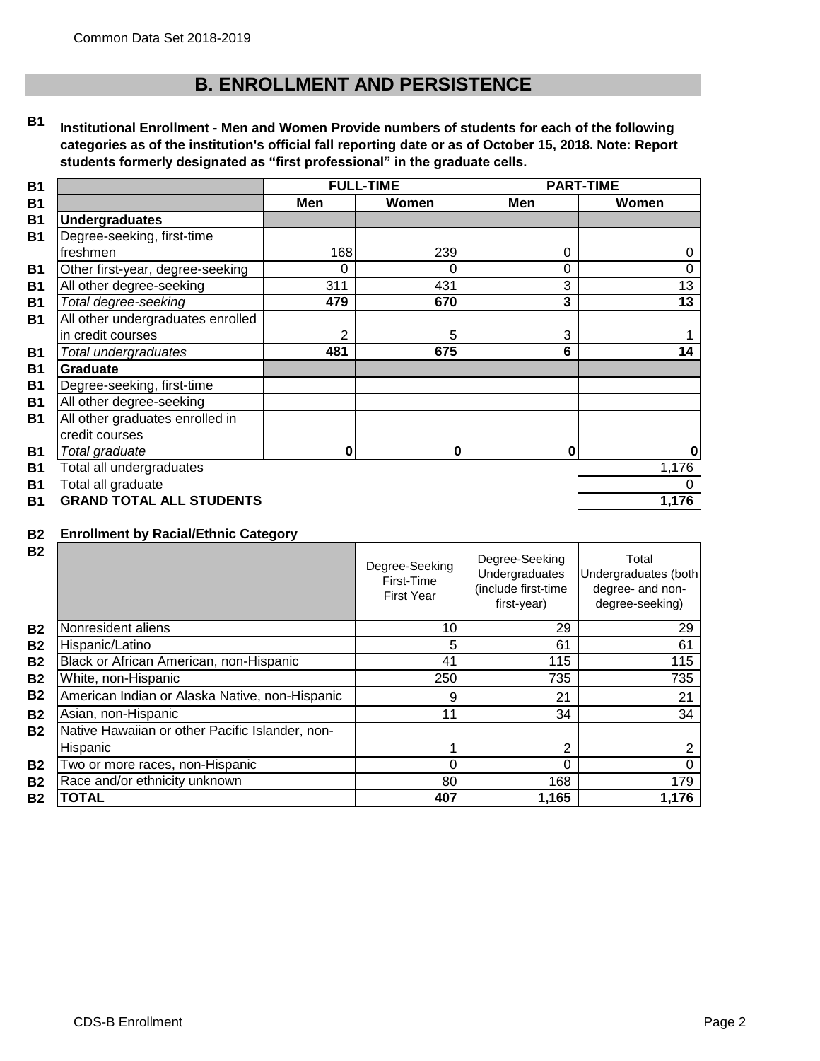# B. ENROLLMENT AND PERSISTENCE

**B1 Institutional Enrollment - Men and Women Provide numbers of students for each of the following categories as of the institution's official fall reporting date or as of October 15, 2018. Note: Report students formerly designated as "first professional" in the graduate cells.**

| | FULL-TIME | | PART-TIME | |
|---|---|---|---|---|
| | Men | Women | Men | Women |
| **Undergraduates** | | | | |
| Degree-seeking, first-time freshmen | 168 | 239 | 0 | 0 |
| Other first-year, degree-seeking | 0 | 0 | 0 | 0 |
| All other degree-seeking | 311 | 431 | 3 | 13 |
| *Total degree-seeking* | **479** | **670** | **3** | **13** |
| All other undergraduates enrolled in credit courses | 2 | 5 | 3 | 1 |
| *Total undergraduates* | **481** | **675** | **6** | **14** |
| **Graduate** | | | | |
| Degree-seeking, first-time | | | | |
| All other degree-seeking | | | | |
| All other graduates enrolled in credit courses | | | | |
| *Total graduate* | **0** | **0** | **0** | **0** |
| Total all undergraduates | | | | 1,176 |
| Total all graduate | | | | 0 |
| **GRAND TOTAL ALL STUDENTS** | | | | **1,176** |

**B2 Enrollment by Racial/Ethnic Category**

| | Degree-Seeking First-Time First Year | Degree-Seeking Undergraduates (include first-time first-year) | Total Undergraduates (both degree- and non-degree-seeking) |
|---|---|---|---|
| Nonresident aliens | 10 | 29 | 29 |
| Hispanic/Latino | 5 | 61 | 61 |
| Black or African American, non-Hispanic | 41 | 115 | 115 |
| White, non-Hispanic | 250 | 735 | 735 |
| American Indian or Alaska Native, non-Hispanic | 9 | 21 | 21 |
| Asian, non-Hispanic | 11 | 34 | 34 |
| Native Hawaiian or other Pacific Islander, non-Hispanic | 1 | 2 | 2 |
| Two or more races, non-Hispanic | 0 | 0 | 0 |
| Race and/or ethnicity unknown | 80 | 168 | 179 |
| **TOTAL** | **407** | **1,165** | **1,176** |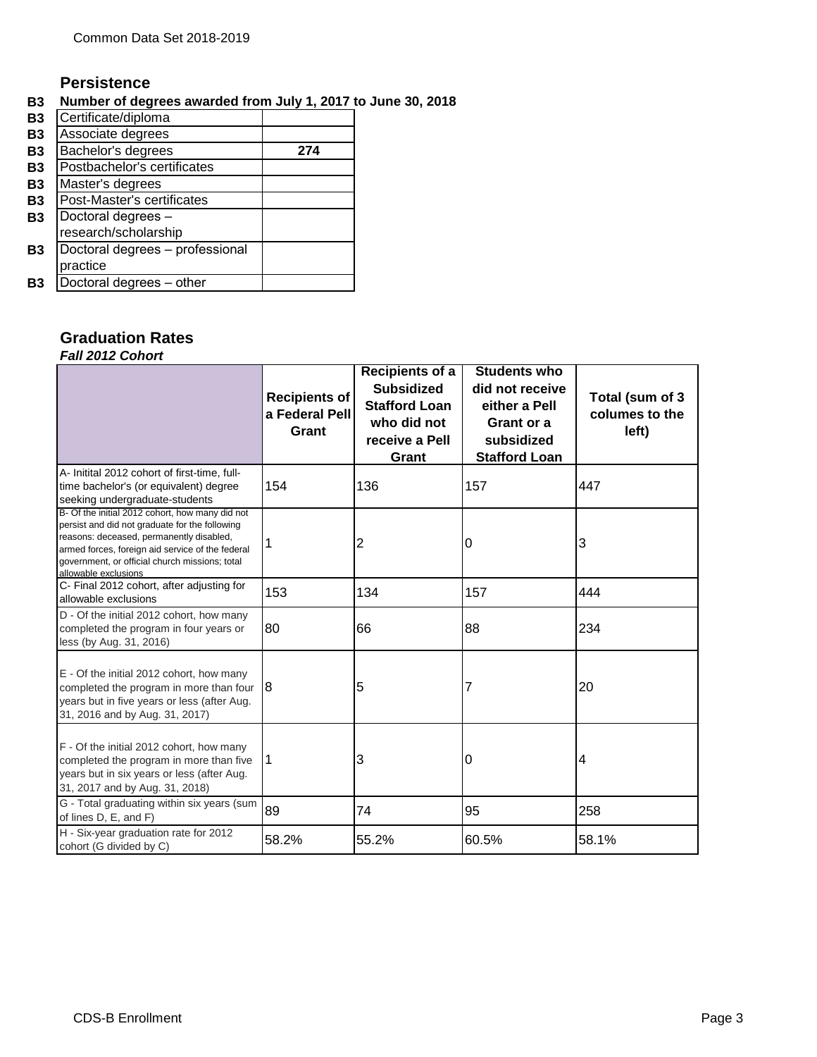## Persistence

**B3 Number of degrees awarded from July 1, 2017 to June 30, 2018**

| | | |
|---|---|---|
| B3 | Certificate/diploma | |
| B3 | Associate degrees | |
| B3 | Bachelor's degrees | **274** |
| B3 | Postbachelor's certificates | |
| B3 | Master's degrees | |
| B3 | Post-Master's certificates | |
| B3 | Doctoral degrees – research/scholarship | |
| B3 | Doctoral degrees – professional practice | |
| B3 | Doctoral degrees – other | |

## Graduation Rates

***Fall 2012 Cohort***

| | **Recipients of a Federal Pell Grant** | **Recipients of a Subsidized Stafford Loan who did not receive a Pell Grant** | **Students who did not receive either a Pell Grant or a subsidized Stafford Loan** | **Total (sum of 3 columes to the left)** |
|---|---|---|---|---|
| A- Initital 2012 cohort of first-time, full-time bachelor's (or equivalent) degree seeking undergraduate-students | 154 | 136 | 157 | 447 |
| B- Of the initial 2012 cohort, how many did not persist and did not graduate for the following reasons: deceased, permanently disabled, armed forces, foreign aid service of the federal government, or official church missions; total allowable exclusions | 1 | 2 | 0 | 3 |
| C- Final 2012 cohort, after adjusting for allowable exclusions | 153 | 134 | 157 | 444 |
| D - Of the initial 2012 cohort, how many completed the program in four years or less (by Aug. 31, 2016) | 80 | 66 | 88 | 234 |
| E - Of the initial 2012 cohort, how many completed the program in more than four years but in five years or less (after Aug. 31, 2016 and by Aug. 31, 2017) | 8 | 5 | 7 | 20 |
| F - Of the initial 2012 cohort, how many completed the program in more than five years but in six years or less (after Aug. 31, 2017 and by Aug. 31, 2018) | 1 | 3 | 0 | 4 |
| G - Total graduating within six years (sum of lines D, E, and F) | 89 | 74 | 95 | 258 |
| H - Six-year graduation rate for 2012 cohort (G divided by C) | 58.2% | 55.2% | 60.5% | 58.1% |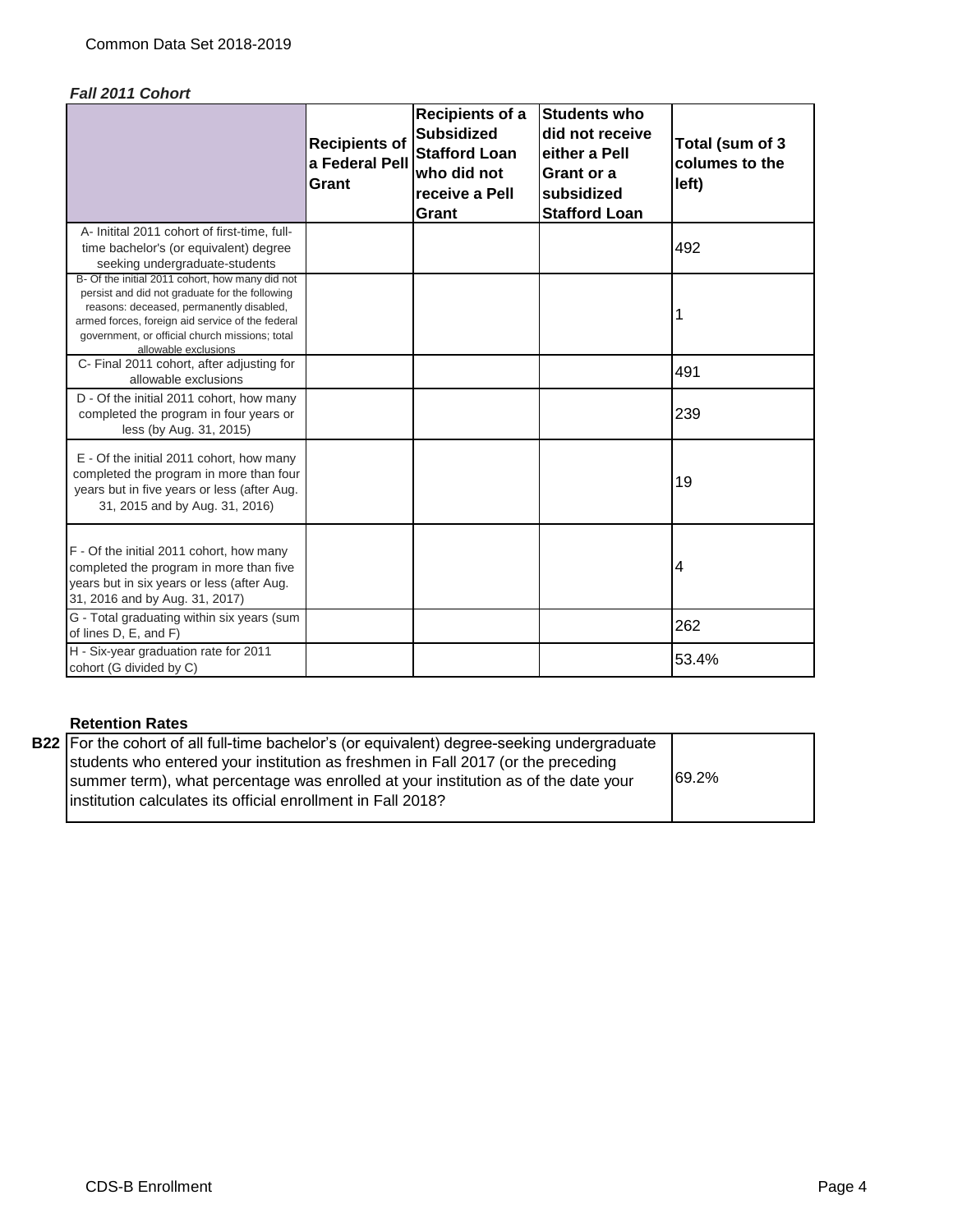*Fall 2011 Cohort*

| | Recipients of a Federal Pell Grant | Recipients of a Subsidized Stafford Loan who did not receive a Pell Grant | Students who did not receive either a Pell Grant or a subsidized Stafford Loan | Total (sum of 3 columes to the left) |
|---|---|---|---|---|
| A- Initital 2011 cohort of first-time, full-time bachelor's (or equivalent) degree seeking undergraduate-students | | | | 492 |
| B- Of the initial 2011 cohort, how many did not persist and did not graduate for the following reasons: deceased, permanently disabled, armed forces, foreign aid service of the federal government, or official church missions; total allowable exclusions | | | | 1 |
| C- Final 2011 cohort, after adjusting for allowable exclusions | | | | 491 |
| D - Of the initial 2011 cohort, how many completed the program in four years or less (by Aug. 31, 2015) | | | | 239 |
| E - Of the initial 2011 cohort, how many completed the program in more than four years but in five years or less (after Aug. 31, 2015 and by Aug. 31, 2016) | | | | 19 |
| F - Of the initial 2011 cohort, how many completed the program in more than five years but in six years or less (after Aug. 31, 2016 and by Aug. 31, 2017) | | | | 4 |
| G - Total graduating within six years (sum of lines D, E, and F) | | | | 262 |
| H - Six-year graduation rate for 2011 cohort (G divided by C) | | | | 53.4% |

**Retention Rates**

| | | |
|---|---|---|
| **B22** | For the cohort of all full-time bachelor's (or equivalent) degree-seeking undergraduate students who entered your institution as freshmen in Fall 2017 (or the preceding summer term), what percentage was enrolled at your institution as of the date your institution calculates its official enrollment in Fall 2018? | 69.2% |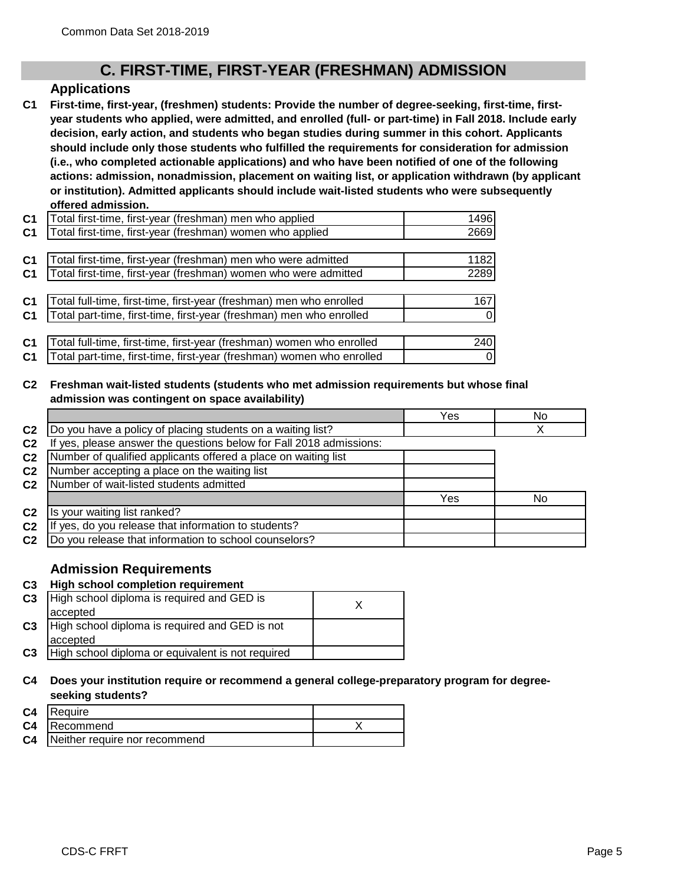## C. FIRST-TIME, FIRST-YEAR (FRESHMAN) ADMISSION

### Applications

**C1 First-time, first-year, (freshmen) students: Provide the number of degree-seeking, first-time, first-year students who applied, were admitted, and enrolled (full- or part-time) in Fall 2018. Include early decision, early action, and students who began studies during summer in this cohort. Applicants should include only those students who fulfilled the requirements for consideration for admission (i.e., who completed actionable applications) and who have been notified of one of the following actions: admission, nonadmission, placement on waiting list, or application withdrawn (by applicant or institution). Admitted applicants should include wait-listed students who were subsequently offered admission.**

| | | |
|---|---|---|
| C1 | Total first-time, first-year (freshman) men who applied | 1496 |
| C1 | Total first-time, first-year (freshman) women who applied | 2669 |
| C1 | Total first-time, first-year (freshman) men who were admitted | 1182 |
| C1 | Total first-time, first-year (freshman) women who were admitted | 2289 |
| C1 | Total full-time, first-time, first-year (freshman) men who enrolled | 167 |
| C1 | Total part-time, first-time, first-year (freshman) men who enrolled | 0 |
| C1 | Total full-time, first-time, first-year (freshman) women who enrolled | 240 |
| C1 | Total part-time, first-time, first-year (freshman) women who enrolled | 0 |

**C2 Freshman wait-listed students (students who met admission requirements but whose final admission was contingent on space availability)**

| | | Yes | No |
|---|---|---|---|
| C2 | Do you have a policy of placing students on a waiting list? | | X |
| C2 | If yes, please answer the questions below for Fall 2018 admissions: | | |
| C2 | Number of qualified applicants offered a place on waiting list | | |
| C2 | Number accepting a place on the waiting list | | |
| C2 | Number of wait-listed students admitted | | |
| | | Yes | No |
| C2 | Is your waiting list ranked? | | |
| C2 | If yes, do you release that information to students? | | |
| C2 | Do you release that information to school counselors? | | |

### Admission Requirements

**C3 High school completion requirement**

| | | |
|---|---|---|
| C3 | High school diploma is required and GED is accepted | X |
| C3 | High school diploma is required and GED is not accepted | |
| C3 | High school diploma or equivalent is not required | |

**C4 Does your institution require or recommend a general college-preparatory program for degree-seeking students?**

| | | |
|---|---|---|
| C4 | Require | |
| C4 | Recommend | X |
| C4 | Neither require nor recommend | |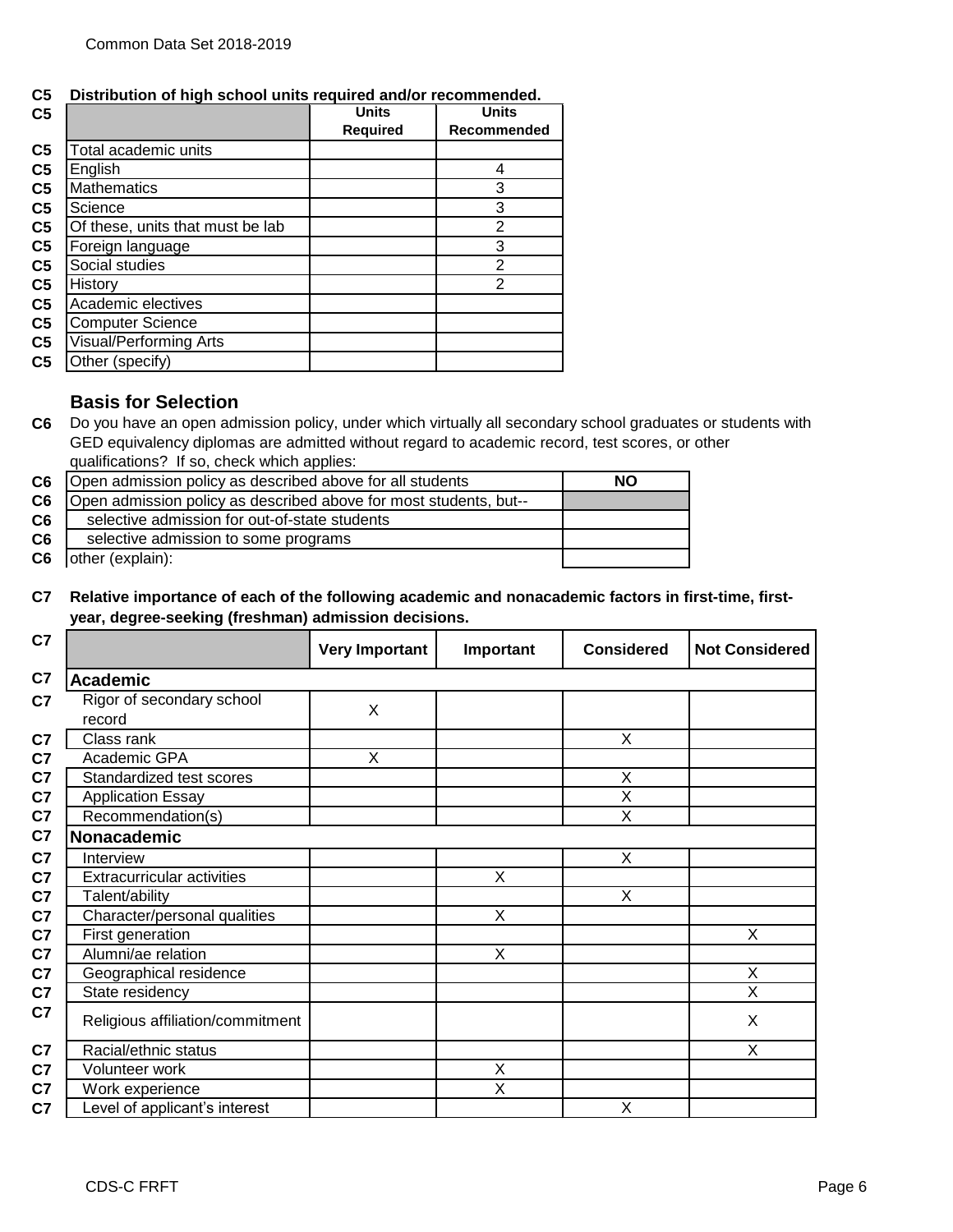**C5 Distribution of high school units required and/or recommended.**

| | Units Required | Units Recommended |
|---|---|---|
| Total academic units | | |
| English | | 4 |
| Mathematics | | 3 |
| Science | | 3 |
| Of these, units that must be lab | | 2 |
| Foreign language | | 3 |
| Social studies | | 2 |
| History | | 2 |
| Academic electives | | |
| Computer Science | | |
| Visual/Performing Arts | | |
| Other (specify) | | |

## Basis for Selection

**C6** Do you have an open admission policy, under which virtually all secondary school graduates or students with GED equivalency diplomas are admitted without regard to academic record, test scores, or other qualifications? If so, check which applies:

| | |
|---|---|
| Open admission policy as described above for all students | NO |
| Open admission policy as described above for most students, but-- | |
| selective admission for out-of-state students | |
| selective admission to some programs | |
| other (explain): | |

**C7 Relative importance of each of the following academic and nonacademic factors in first-time, first-year, degree-seeking (freshman) admission decisions.**

| | Very Important | Important | Considered | Not Considered |
|---|---|---|---|---|
| **Academic** | | | | |
| Rigor of secondary school record | X | | | |
| Class rank | | | X | |
| Academic GPA | X | | | |
| Standardized test scores | | | X | |
| Application Essay | | | X | |
| Recommendation(s) | | | X | |
| **Nonacademic** | | | | |
| Interview | | | X | |
| Extracurricular activities | | X | | |
| Talent/ability | | | X | |
| Character/personal qualities | | X | | |
| First generation | | | | X |
| Alumni/ae relation | | X | | |
| Geographical residence | | | | X |
| State residency | | | | X |
| Religious affiliation/commitment | | | | X |
| Racial/ethnic status | | | | X |
| Volunteer work | | X | | |
| Work experience | | X | | |
| Level of applicant's interest | | | X | |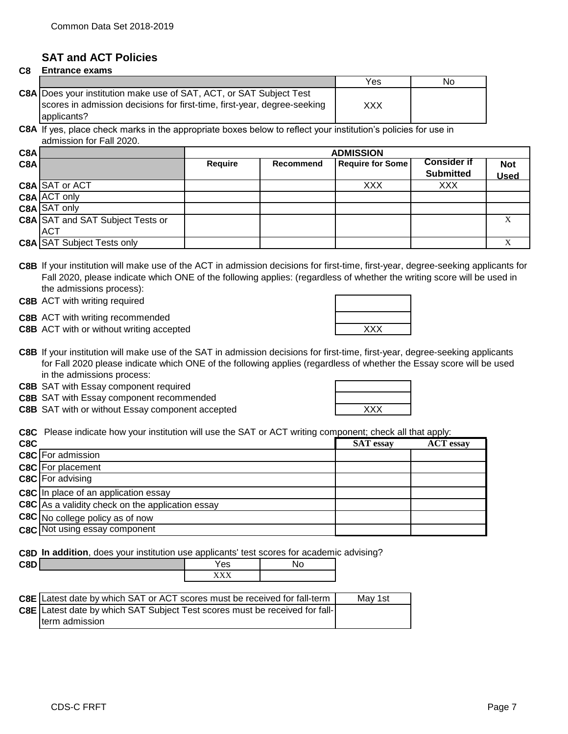## SAT and ACT Policies

**C8 Entrance exams**

| | | Yes | No |
|---|---|---|---|
| C8A | Does your institution make use of SAT, ACT, or SAT Subject Test scores in admission decisions for first-time, first-year, degree-seeking applicants? | XXX | |

**C8A** If yes, place check marks in the appropriate boxes below to reflect your institution's policies for use in admission for Fall 2020.

| | | ADMISSION | | | | |
|---|---|---|---|---|---|---|
| C8A | | **Require** | **Recommend** | **Require for Some** | **Consider if Submitted** | **Not Used** |
| C8A | SAT or ACT | | | XXX | XXX | |
| C8A | ACT only | | | | | |
| C8A | SAT only | | | | | |
| C8A | SAT and SAT Subject Tests or ACT | | | | | X |
| C8A | SAT Subject Tests only | | | | | X |

**C8B** If your institution will make use of the ACT in admission decisions for first-time, first-year, degree-seeking applicants for Fall 2020, please indicate which ONE of the following applies: (regardless of whether the writing score will be used in the admissions process):

| | | |
|---|---|---|
| C8B | ACT with writing required | |
| C8B | ACT with writing recommended | |
| C8B | ACT with or without writing accepted | XXX |

**C8B** If your institution will make use of the SAT in admission decisions for first-time, first-year, degree-seeking applicants for Fall 2020 please indicate which ONE of the following applies (regardless of whether the Essay score will be used in the admissions process:

| | | |
|---|---|---|
| C8B | SAT with Essay component required | |
| C8B | SAT with Essay component recommended | |
| C8B | SAT with or without Essay component accepted | XXX |

**C8C** Please indicate how your institution will use the SAT or ACT writing component; check all that apply:

| C8C | | **SAT essay** | **ACT essay** |
|---|---|---|---|
| C8C | For admission | | |
| C8C | For placement | | |
| C8C | For advising | | |
| C8C | In place of an application essay | | |
| C8C | As a validity check on the application essay | | |
| C8C | No college policy as of now | | |
| C8C | Not using essay component | | |

**C8D In addition**, does your institution use applicants' test scores for academic advising?

| C8D | Yes | No |
|---|---|---|
| | XXX | |

| | | |
|---|---|---|
| C8E | Latest date by which SAT or ACT scores must be received for fall-term | May 1st |
| C8E | Latest date by which SAT Subject Test scores must be received for fall-term admission | |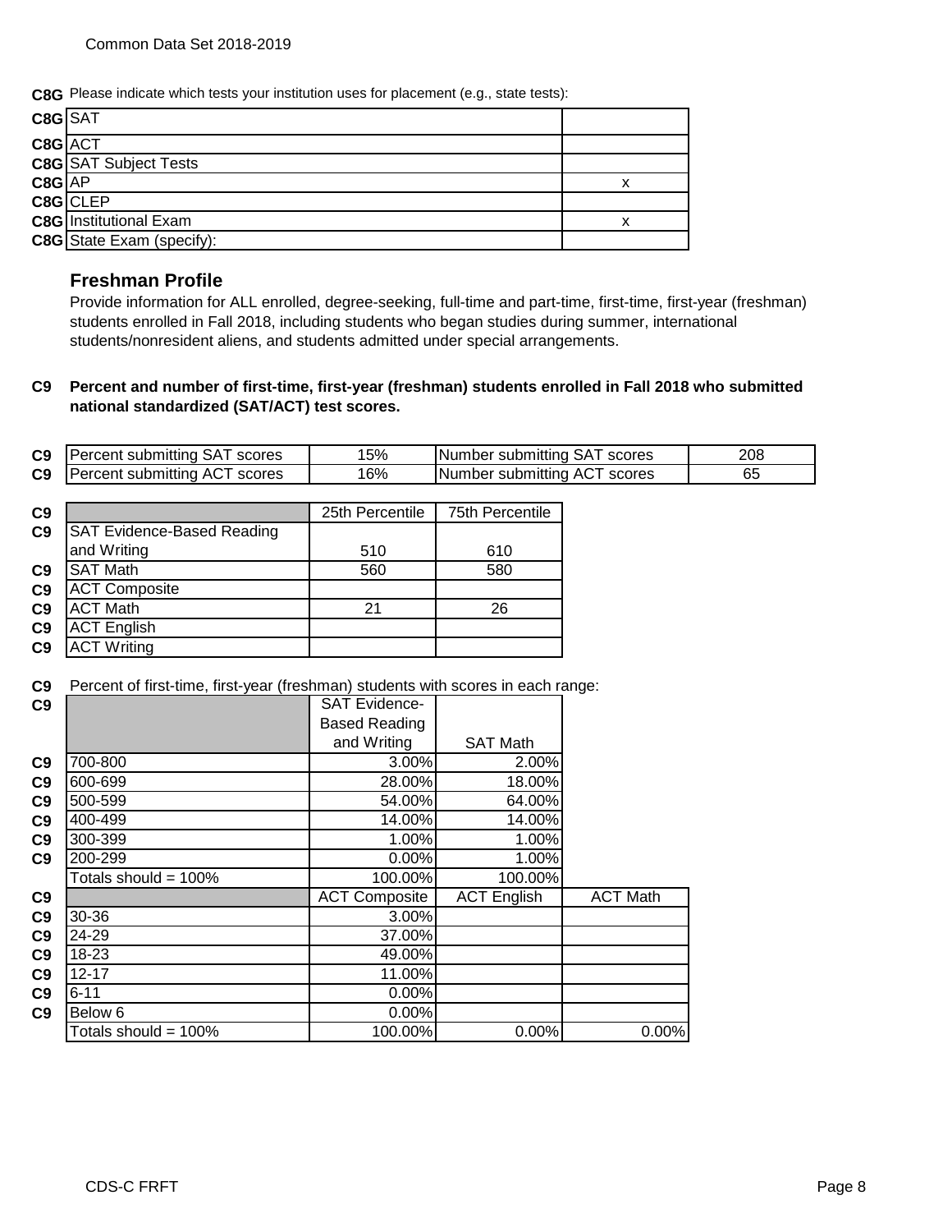**C8G** Please indicate which tests your institution uses for placement (e.g., state tests):

| | | |
|---|---|---|
| C8G | SAT | |
| C8G | ACT | |
| C8G | SAT Subject Tests | |
| C8G | AP | x |
| C8G | CLEP | |
| C8G | Institutional Exam | x |
| C8G | State Exam (specify): | |

## Freshman Profile

Provide information for ALL enrolled, degree-seeking, full-time and part-time, first-time, first-year (freshman) students enrolled in Fall 2018, including students who began studies during summer, international students/nonresident aliens, and students admitted under special arrangements.

**C9 Percent and number of first-time, first-year (freshman) students enrolled in Fall 2018 who submitted national standardized (SAT/ACT) test scores.**

| | | | | |
|---|---|---|---|---|
| C9 | Percent submitting SAT scores | 15% | Number submitting SAT scores | 208 |
| C9 | Percent submitting ACT scores | 16% | Number submitting ACT scores | 65 |

| | | 25th Percentile | 75th Percentile |
|---|---|---|---|
| C9 | SAT Evidence-Based Reading and Writing | 510 | 610 |
| C9 | SAT Math | 560 | 580 |
| C9 | ACT Composite | | |
| C9 | ACT Math | 21 | 26 |
| C9 | ACT English | | |
| C9 | ACT Writing | | |

**C9** Percent of first-time, first-year (freshman) students with scores in each range:

| | | SAT Evidence-Based Reading and Writing | SAT Math |
|---|---|---|---|
| C9 | 700-800 | 3.00% | 2.00% |
| C9 | 600-699 | 28.00% | 18.00% |
| C9 | 500-599 | 54.00% | 64.00% |
| C9 | 400-499 | 14.00% | 14.00% |
| C9 | 300-399 | 1.00% | 1.00% |
| C9 | 200-299 | 0.00% | 1.00% |
| | Totals should = 100% | 100.00% | 100.00% |

| | | ACT Composite | ACT English | ACT Math |
|---|---|---|---|---|
| C9 | 30-36 | 3.00% | | |
| C9 | 24-29 | 37.00% | | |
| C9 | 18-23 | 49.00% | | |
| C9 | 12-17 | 11.00% | | |
| C9 | 6-11 | 0.00% | | |
| C9 | Below 6 | 0.00% | | |
| | Totals should = 100% | 100.00% | 0.00% | 0.00% |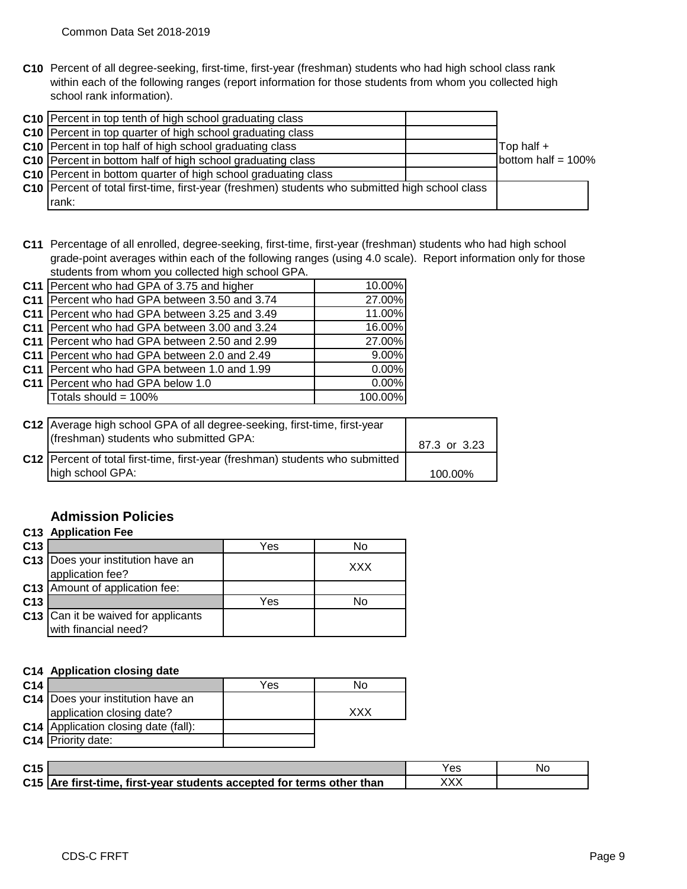**C10** Percent of all degree-seeking, first-time, first-year (freshman) students who had high school class rank within each of the following ranges (report information for those students from whom you collected high school rank information).

| | | | |
|---|---|---|---|
| C10 | Percent in top tenth of high school graduating class | | |
| C10 | Percent in top quarter of high school graduating class | | |
| C10 | Percent in top half of high school graduating class | | Top half + |
| C10 | Percent in bottom half of high school graduating class | | bottom half = 100% |
| C10 | Percent in bottom quarter of high school graduating class | | |
| C10 | Percent of total first-time, first-year (freshmen) students who submitted high school class rank: | | |

**C11** Percentage of all enrolled, degree-seeking, first-time, first-year (freshman) students who had high school grade-point averages within each of the following ranges (using 4.0 scale). Report information only for those students from whom you collected high school GPA.

| | | |
|---|---|---|
| C11 | Percent who had GPA of 3.75 and higher | 10.00% |
| C11 | Percent who had GPA between 3.50 and 3.74 | 27.00% |
| C11 | Percent who had GPA between 3.25 and 3.49 | 11.00% |
| C11 | Percent who had GPA between 3.00 and 3.24 | 16.00% |
| C11 | Percent who had GPA between 2.50 and 2.99 | 27.00% |
| C11 | Percent who had GPA between 2.0 and 2.49 | 9.00% |
| C11 | Percent who had GPA between 1.0 and 1.99 | 0.00% |
| C11 | Percent who had GPA below 1.0 | 0.00% |
| | Totals should = 100% | 100.00% |

| | | |
|---|---|---|
| C12 | Average high school GPA of all degree-seeking, first-time, first-year (freshman) students who submitted GPA: | 87.3 or 3.23 |
| C12 | Percent of total first-time, first-year (freshman) students who submitted high school GPA: | 100.00% |

## Admission Policies

**C13 Application Fee**

| | | Yes | No |
|---|---|---|---|
| C13 | Does your institution have an application fee? | | XXX |
| C13 | Amount of application fee: | | |
| C13 | | Yes | No |
| C13 | Can it be waived for applicants with financial need? | | |

**C14 Application closing date**

| | | Yes | No |
|---|---|---|---|
| C14 | Does your institution have an application closing date? | | XXX |
| C14 | Application closing date (fall): | | |
| C14 | Priority date: | | |

| | | Yes | No |
|---|---|---|---|
| C15 | **Are first-time, first-year students accepted for terms other than** | XXX | |

CDS-C FRFT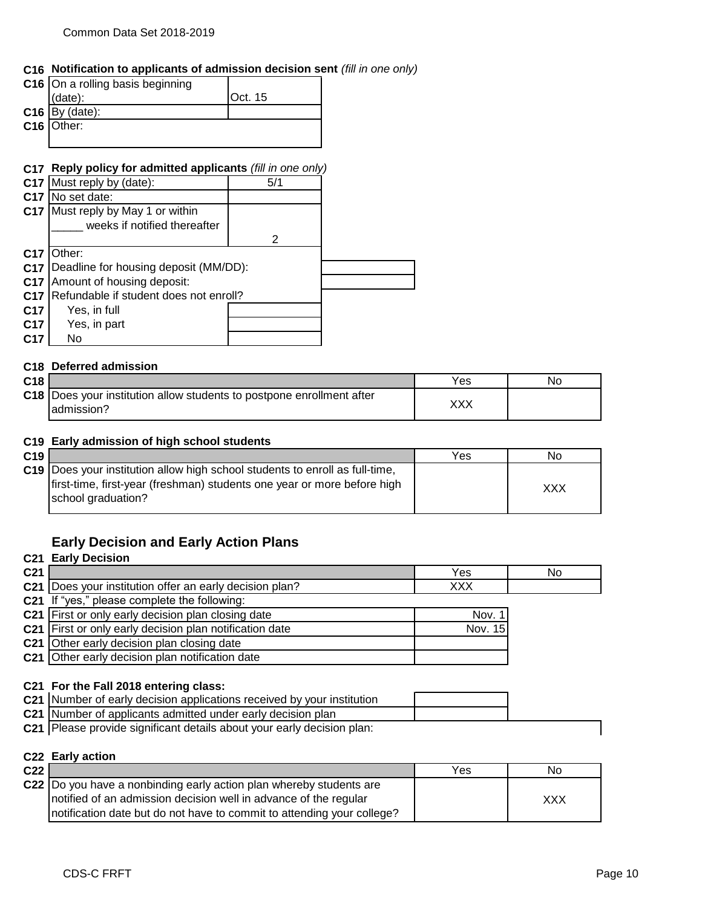**C16 Notification to applicants of admission decision sent** *(fill in one only)*

| | | |
|---|---|---|
| C16 | On a rolling basis beginning (date): | Oct. 15 |
| C16 | By (date): | |
| C16 | Other: | |

**C17 Reply policy for admitted applicants** *(fill in one only)*

| | | |
|---|---|---|
| C17 | Must reply by (date): | 5/1 |
| C17 | No set date: | |
| C17 | Must reply by May 1 or within _____ weeks if notified thereafter | 2 |
| C17 | Other: | |
| C17 | Deadline for housing deposit (MM/DD): | |
| C17 | Amount of housing deposit: | |
| C17 | Refundable if student does not enroll? | |
| C17 | Yes, in full | |
| C17 | Yes, in part | |
| C17 | No | |

**C18 Deferred admission**

| | | Yes | No |
|---|---|---|---|
| C18 | Does your institution allow students to postpone enrollment after admission? | XXX | |

**C19 Early admission of high school students**

| | | Yes | No |
|---|---|---|---|
| C19 | Does your institution allow high school students to enroll as full-time, first-time, first-year (freshman) students one year or more before high school graduation? | | XXX |

## Early Decision and Early Action Plans

**C21 Early Decision**

| | | Yes | No |
|---|---|---|---|
| C21 | Does your institution offer an early decision plan? | XXX | |

C21 If "yes," please complete the following:

| | | |
|---|---|---|
| C21 | First or only early decision plan closing date | Nov. 1 |
| C21 | First or only early decision plan notification date | Nov. 15 |
| C21 | Other early decision plan closing date | |
| C21 | Other early decision plan notification date | |

**C21 For the Fall 2018 entering class:**

| | | |
|---|---|---|
| C21 | Number of early decision applications received by your institution | |
| C21 | Number of applicants admitted under early decision plan | |
| C21 | Please provide significant details about your early decision plan: | |

**C22 Early action**

| | | Yes | No |
|---|---|---|---|
| C22 | Do you have a nonbinding early action plan whereby students are notified of an admission decision well in advance of the regular notification date but do not have to commit to attending your college? | | XXX |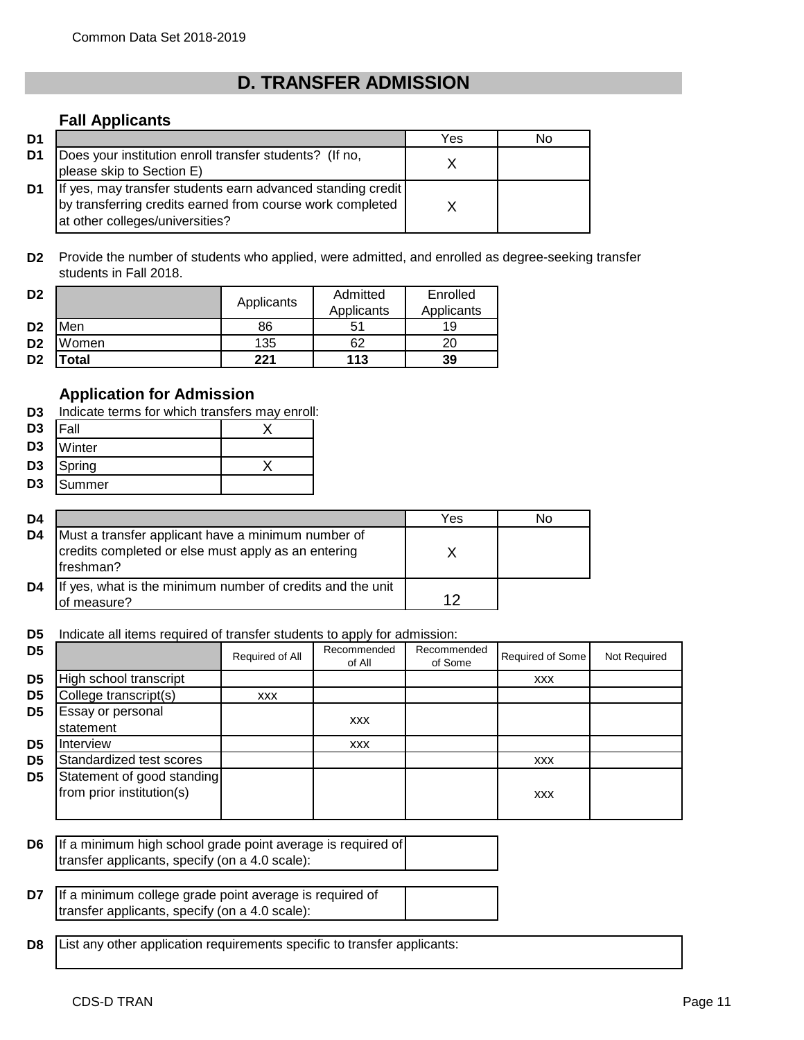## D. TRANSFER ADMISSION

### Fall Applicants

| | | Yes | No |
|---|---|---|---|
| D1 | Does your institution enroll transfer students? (If no, please skip to Section E) | X | |
| D1 | If yes, may transfer students earn advanced standing credit by transferring credits earned from course work completed at other colleges/universities? | X | |

**D2** Provide the number of students who applied, were admitted, and enrolled as degree-seeking transfer students in Fall 2018.

| | Applicants | Admitted Applicants | Enrolled Applicants |
|---|---|---|---|
| Men | 86 | 51 | 19 |
| Women | 135 | 62 | 20 |
| **Total** | **221** | **113** | **39** |

### Application for Admission

**D3** Indicate terms for which transfers may enroll:

| Term | |
|---|---|
| Fall | X |
| Winter | |
| Spring | X |
| Summer | |

| | | Yes | No |
|---|---|---|---|
| D4 | Must a transfer applicant have a minimum number of credits completed or else must apply as an entering freshman? | X | |
| D4 | If yes, what is the minimum number of credits and the unit of measure? | 12 | |

**D5** Indicate all items required of transfer students to apply for admission:

| | Required of All | Recommended of All | Recommended of Some | Required of Some | Not Required |
|---|---|---|---|---|---|
| High school transcript | | | | xxx | |
| College transcript(s) | xxx | | | | |
| Essay or personal statement | | xxx | | | |
| Interview | | xxx | | | |
| Standardized test scores | | | | xxx | |
| Statement of good standing from prior institution(s) | | | | xxx | |

**D6** If a minimum high school grade point average is required of transfer applicants, specify (on a 4.0 scale):

**D7** If a minimum college grade point average is required of transfer applicants, specify (on a 4.0 scale):

**D8** List any other application requirements specific to transfer applicants: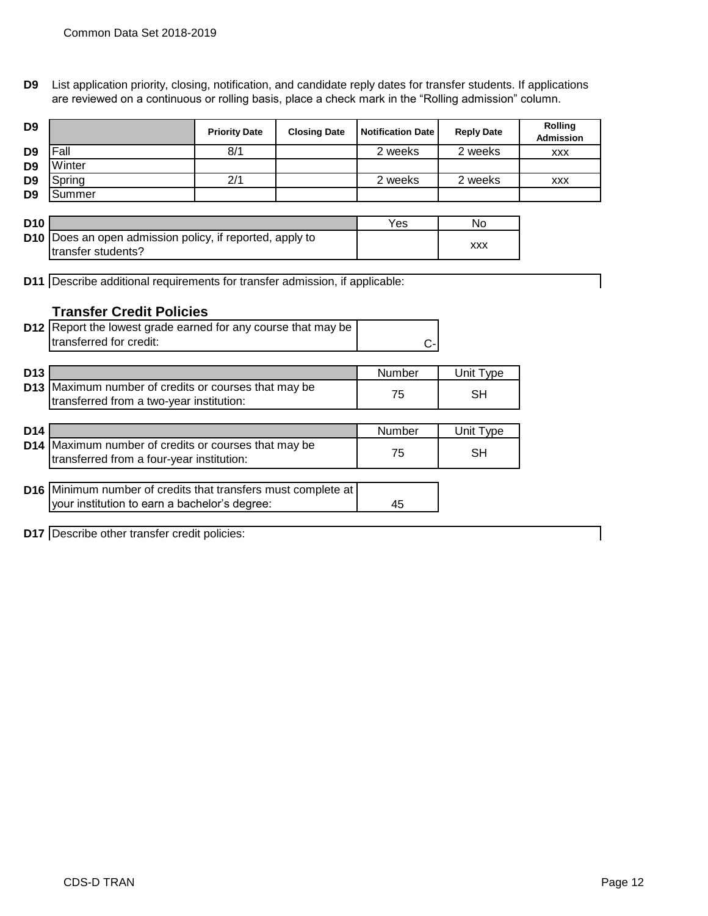**D9** List application priority, closing, notification, and candidate reply dates for transfer students. If applications are reviewed on a continuous or rolling basis, place a check mark in the "Rolling admission" column.

| D9 | | Priority Date | Closing Date | Notification Date | Reply Date | Rolling Admission |
|---|---|---|---|---|---|---|
| D9 | Fall | 8/1 | | 2 weeks | 2 weeks | xxx |
| D9 | Winter | | | | | |
| D9 | Spring | 2/1 | | 2 weeks | 2 weeks | xxx |
| D9 | Summer | | | | | |

| D10 | | Yes | No |
|---|---|---|---|
| D10 | Does an open admission policy, if reported, apply to transfer students? | | xxx |

**D11** Describe additional requirements for transfer admission, if applicable:

## Transfer Credit Policies

| D12 | Report the lowest grade earned for any course that may be transferred for credit: | C- |
|---|---|---|

| D13 | | Number | Unit Type |
|---|---|---|---|
| D13 | Maximum number of credits or courses that may be transferred from a two-year institution: | 75 | SH |

| D14 | | Number | Unit Type |
|---|---|---|---|
| D14 | Maximum number of credits or courses that may be transferred from a four-year institution: | 75 | SH |

| D16 | Minimum number of credits that transfers must complete at your institution to earn a bachelor's degree: | 45 |
|---|---|---|

**D17** Describe other transfer credit policies: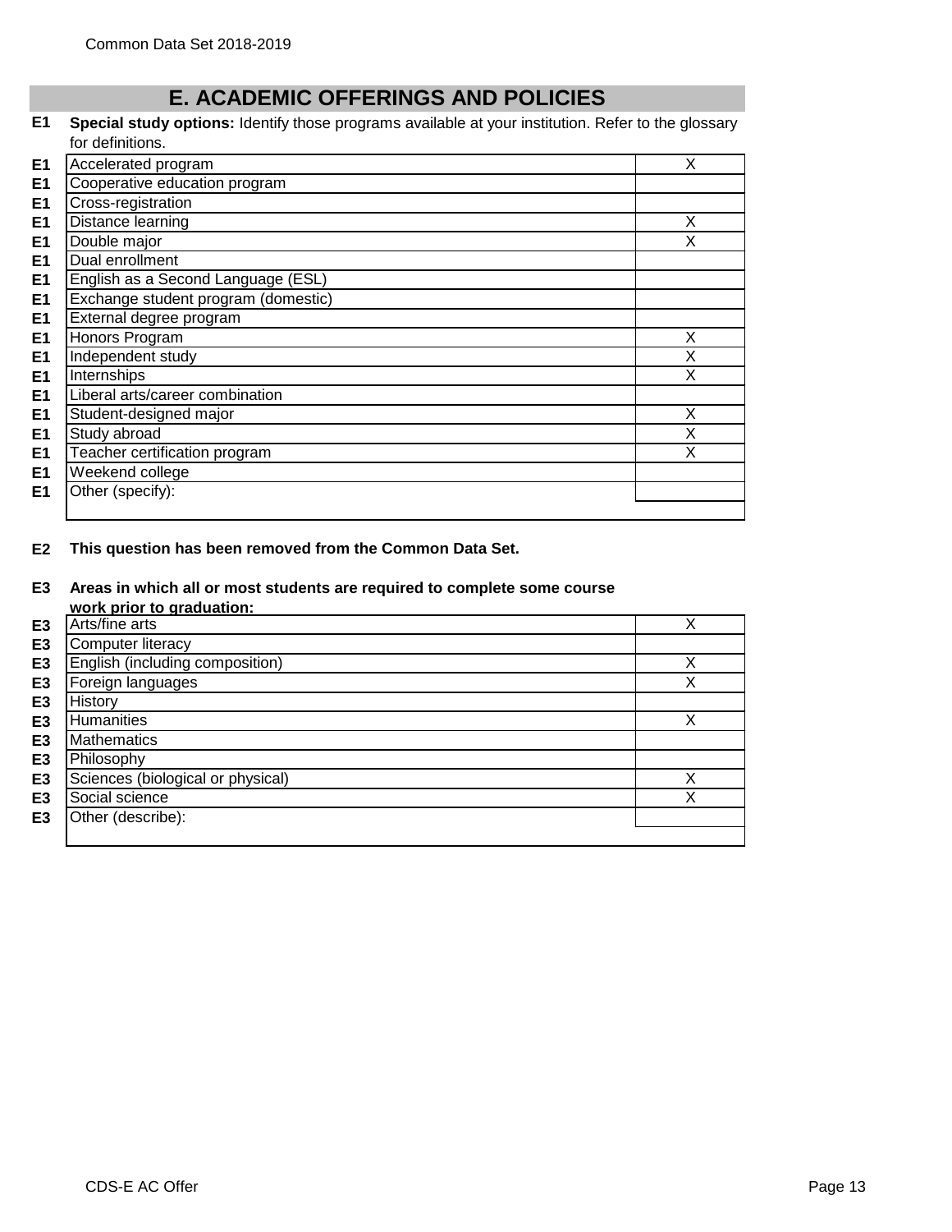## E. ACADEMIC OFFERINGS AND POLICIES

**E1** **Special study options:** Identify those programs available at your institution. Refer to the glossary for definitions.

| | | |
|---|---|---|
| E1 | Accelerated program | X |
| E1 | Cooperative education program | |
| E1 | Cross-registration | |
| E1 | Distance learning | X |
| E1 | Double major | X |
| E1 | Dual enrollment | |
| E1 | English as a Second Language (ESL) | |
| E1 | Exchange student program (domestic) | |
| E1 | External degree program | |
| E1 | Honors Program | X |
| E1 | Independent study | X |
| E1 | Internships | X |
| E1 | Liberal arts/career combination | |
| E1 | Student-designed major | X |
| E1 | Study abroad | X |
| E1 | Teacher certification program | X |
| E1 | Weekend college | |
| E1 | Other (specify): | |

**E2** **This question has been removed from the Common Data Set.**

**E3** **Areas in which all or most students are required to complete some course work prior to graduation:**

| | | |
|---|---|---|
| E3 | Arts/fine arts | X |
| E3 | Computer literacy | |
| E3 | English (including composition) | X |
| E3 | Foreign languages | X |
| E3 | History | |
| E3 | Humanities | X |
| E3 | Mathematics | |
| E3 | Philosophy | |
| E3 | Sciences (biological or physical) | X |
| E3 | Social science | X |
| E3 | Other (describe): | |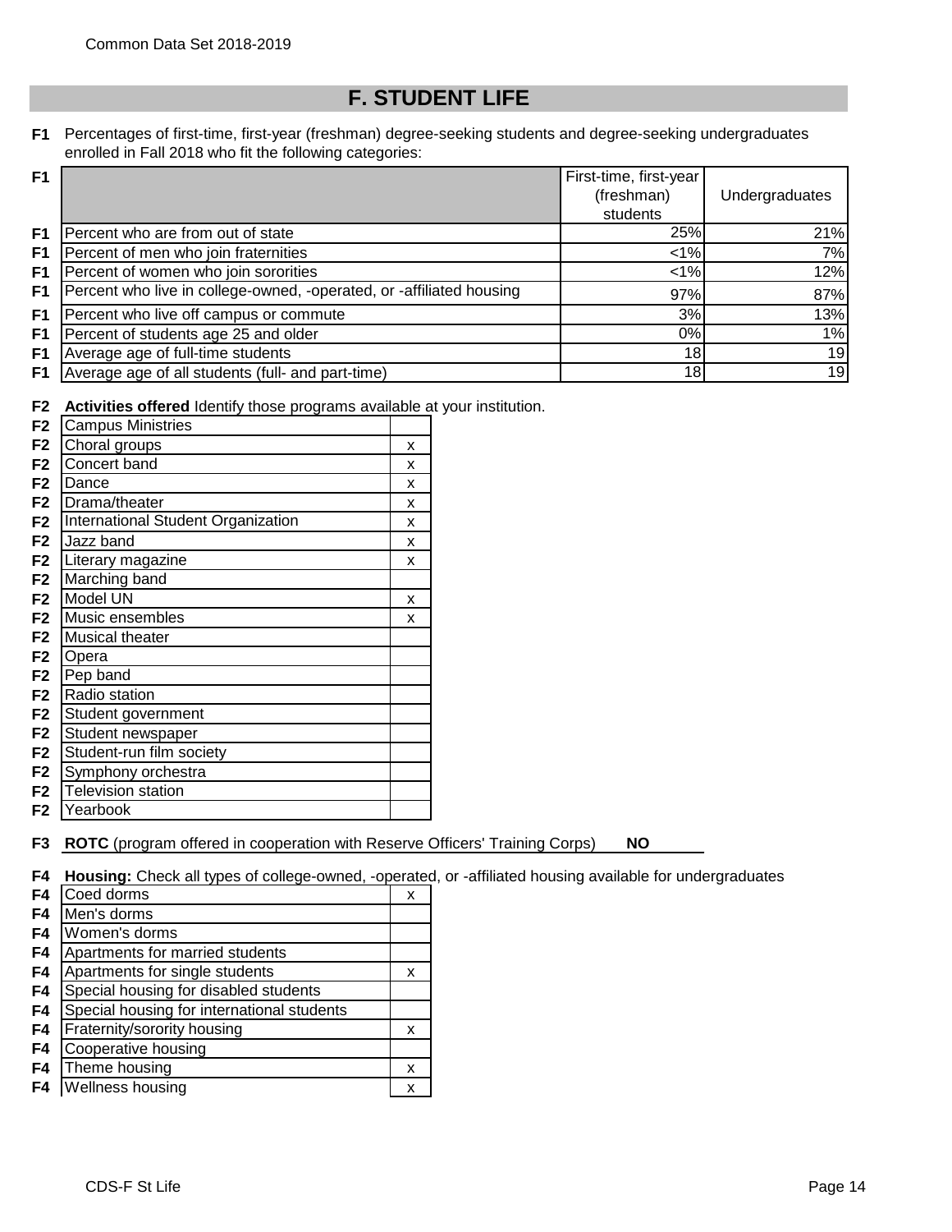# F. STUDENT LIFE

**F1** Percentages of first-time, first-year (freshman) degree-seeking students and degree-seeking undergraduates enrolled in Fall 2018 who fit the following categories:

| | | First-time, first-year (freshman) students | Undergraduates |
|---|---|---|---|
| F1 | Percent who are from out of state | 25% | 21% |
| F1 | Percent of men who join fraternities | <1% | 7% |
| F1 | Percent of women who join sororities | <1% | 12% |
| F1 | Percent who live in college-owned, -operated, or -affiliated housing | 97% | 87% |
| F1 | Percent who live off campus or commute | 3% | 13% |
| F1 | Percent of students age 25 and older | 0% | 1% |
| F1 | Average age of full-time students | 18 | 19 |
| F1 | Average age of all students (full- and part-time) | 18 | 19 |

**F2** **Activities offered** Identify those programs available at your institution.

| | Activity | |
|---|---|---|
| F2 | Campus Ministries | |
| F2 | Choral groups | x |
| F2 | Concert band | x |
| F2 | Dance | x |
| F2 | Drama/theater | x |
| F2 | International Student Organization | x |
| F2 | Jazz band | x |
| F2 | Literary magazine | x |
| F2 | Marching band | |
| F2 | Model UN | x |
| F2 | Music ensembles | x |
| F2 | Musical theater | |
| F2 | Opera | |
| F2 | Pep band | |
| F2 | Radio station | |
| F2 | Student government | |
| F2 | Student newspaper | |
| F2 | Student-run film society | |
| F2 | Symphony orchestra | |
| F2 | Television station | |
| F2 | Yearbook | |

**F3** **ROTC** (program offered in cooperation with Reserve Officers' Training Corps) **NO**

**F4** **Housing:** Check all types of college-owned, -operated, or -affiliated housing available for undergraduates

| | Housing | |
|---|---|---|
| F4 | Coed dorms | x |
| F4 | Men's dorms | |
| F4 | Women's dorms | |
| F4 | Apartments for married students | |
| F4 | Apartments for single students | x |
| F4 | Special housing for disabled students | |
| F4 | Special housing for international students | |
| F4 | Fraternity/sorority housing | x |
| F4 | Cooperative housing | |
| F4 | Theme housing | x |
| F4 | Wellness housing | x |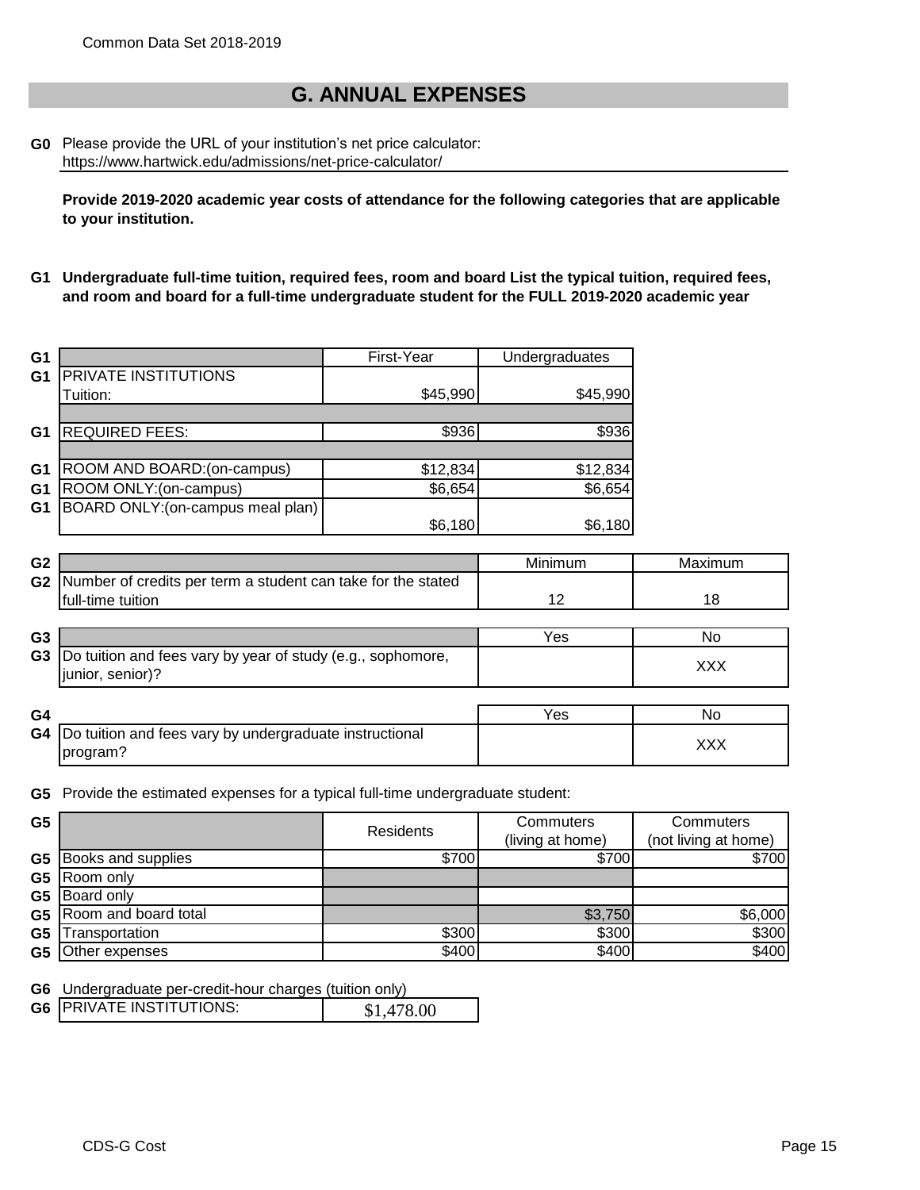## G. ANNUAL EXPENSES

**G0** Please provide the URL of your institution's net price calculator:
https://www.hartwick.edu/admissions/net-price-calculator/

**Provide 2019-2020 academic year costs of attendance for the following categories that are applicable to your institution.**

**G1 Undergraduate full-time tuition, required fees, room and board List the typical tuition, required fees, and room and board for a full-time undergraduate student for the FULL 2019-2020 academic year**

| | | First-Year | Undergraduates |
|---|---|---|---|
| G1 | PRIVATE INSTITUTIONS Tuition: | $45,990 | $45,990 |
| G1 | REQUIRED FEES: | $936 | $936 |
| G1 | ROOM AND BOARD:(on-campus) | $12,834 | $12,834 |
| G1 | ROOM ONLY:(on-campus) | $6,654 | $6,654 |
| G1 | BOARD ONLY:(on-campus meal plan) | $6,180 | $6,180 |

| | | Minimum | Maximum |
|---|---|---|---|
| G2 | Number of credits per term a student can take for the stated full-time tuition | 12 | 18 |

| | | Yes | No |
|---|---|---|---|
| G3 | Do tuition and fees vary by year of study (e.g., sophomore, junior, senior)? | | XXX |

| | | Yes | No |
|---|---|---|---|
| G4 | Do tuition and fees vary by undergraduate instructional program? | | XXX |

**G5** Provide the estimated expenses for a typical full-time undergraduate student:

| | | Residents | Commuters (living at home) | Commuters (not living at home) |
|---|---|---|---|---|
| G5 | Books and supplies | $700 | $700 | $700 |
| G5 | Room only | | | |
| G5 | Board only | | | |
| G5 | Room and board total | | $3,750 | $6,000 |
| G5 | Transportation | $300 | $300 | $300 |
| G5 | Other expenses | $400 | $400 | $400 |

**G6** Undergraduate per-credit-hour charges (tuition only)

| | | |
|---|---|---|
| G6 | PRIVATE INSTITUTIONS: | $1,478.00 |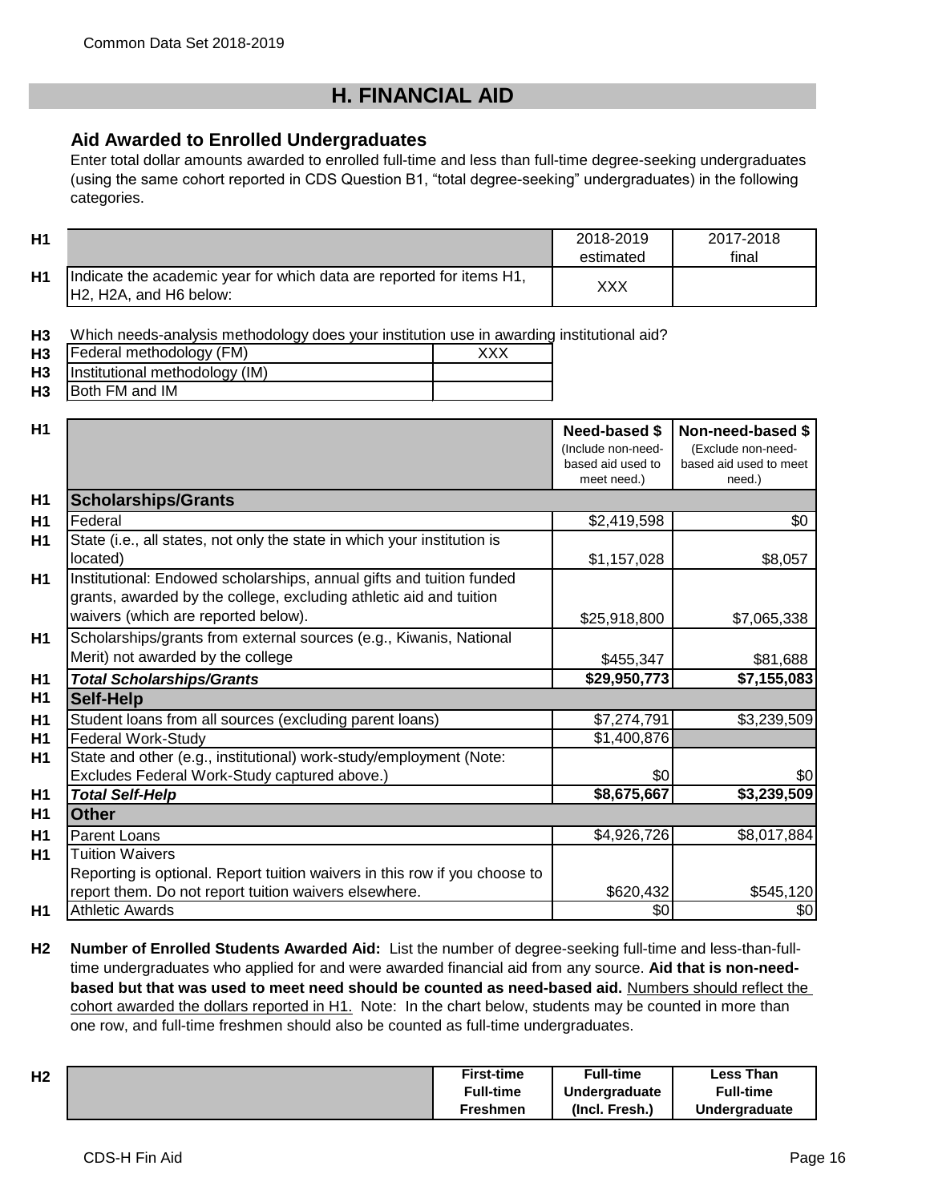# H. FINANCIAL AID

## Aid Awarded to Enrolled Undergraduates

Enter total dollar amounts awarded to enrolled full-time and less than full-time degree-seeking undergraduates (using the same cohort reported in CDS Question B1, "total degree-seeking" undergraduates) in the following categories.

| | | 2018-2019 estimated | 2017-2018 final |
|---|---|---|---|
| H1 | Indicate the academic year for which data are reported for items H1, H2, H2A, and H6 below: | XXX | |

**H3** Which needs-analysis methodology does your institution use in awarding institutional aid?

| | | |
|---|---|---|
| H3 | Federal methodology (FM) | XXX |
| H3 | Institutional methodology (IM) | |
| H3 | Both FM and IM | |

| | | Need-based $ (Include non-need-based aid used to meet need.) | Non-need-based $ (Exclude non-need-based aid used to meet need.) |
|---|---|---|---|
| H1 | **Scholarships/Grants** | | |
| H1 | Federal | $2,419,598 | $0 |
| H1 | State (i.e., all states, not only the state in which your institution is located) | $1,157,028 | $8,057 |
| H1 | Institutional: Endowed scholarships, annual gifts and tuition funded grants, awarded by the college, excluding athletic aid and tuition waivers (which are reported below). | $25,918,800 | $7,065,338 |
| H1 | Scholarships/grants from external sources (e.g., Kiwanis, National Merit) not awarded by the college | $455,347 | $81,688 |
| H1 | ***Total Scholarships/Grants*** | **$29,950,773** | **$7,155,083** |
| H1 | **Self-Help** | | |
| H1 | Student loans from all sources (excluding parent loans) | $7,274,791 | $3,239,509 |
| H1 | Federal Work-Study | $1,400,876 | |
| H1 | State and other (e.g., institutional) work-study/employment (Note: Excludes Federal Work-Study captured above.) | $0 | $0 |
| H1 | ***Total Self-Help*** | **$8,675,667** | **$3,239,509** |
| H1 | **Other** | | |
| H1 | Parent Loans | $4,926,726 | $8,017,884 |
| H1 | Tuition Waivers<br>Reporting is optional. Report tuition waivers in this row if you choose to report them. Do not report tuition waivers elsewhere. | $620,432 | $545,120 |
| H1 | Athletic Awards | $0 | $0 |

**H2** **Number of Enrolled Students Awarded Aid:** List the number of degree-seeking full-time and less-than-full-time undergraduates who applied for and were awarded financial aid from any source. **Aid that is non-need-based but that was used to meet need should be counted as need-based aid.** Numbers should reflect the cohort awarded the dollars reported in H1. Note: In the chart below, students may be counted in more than one row, and full-time freshmen should also be counted as full-time undergraduates.

| | | First-time Full-time Freshmen | Full-time Undergraduate (Incl. Fresh.) | Less Than Full-time Undergraduate |
|---|---|---|---|---|
| H2 | | | | |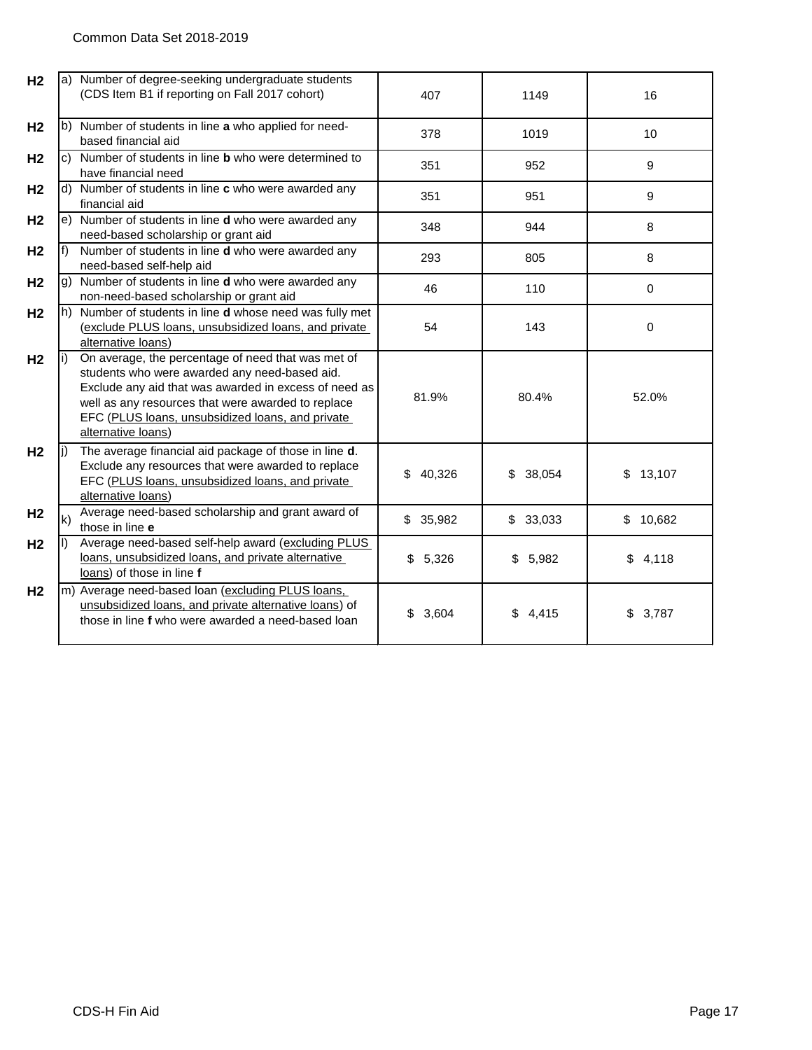| | | | | |
|---|---|---|---|---|
| H2 | a) Number of degree-seeking undergraduate students (CDS Item B1 if reporting on Fall 2017 cohort) | 407 | 1149 | 16 |
| H2 | b) Number of students in line **a** who applied for need-based financial aid | 378 | 1019 | 10 |
| H2 | c) Number of students in line **b** who were determined to have financial need | 351 | 952 | 9 |
| H2 | d) Number of students in line **c** who were awarded any financial aid | 351 | 951 | 9 |
| H2 | e) Number of students in line **d** who were awarded any need-based scholarship or grant aid | 348 | 944 | 8 |
| H2 | f) Number of students in line **d** who were awarded any need-based self-help aid | 293 | 805 | 8 |
| H2 | g) Number of students in line **d** who were awarded any non-need-based scholarship or grant aid | 46 | 110 | 0 |
| H2 | h) Number of students in line **d** whose need was fully met (exclude PLUS loans, unsubsidized loans, and private alternative loans) | 54 | 143 | 0 |
| H2 | i) On average, the percentage of need that was met of students who were awarded any need-based aid. Exclude any aid that was awarded in excess of need as well as any resources that were awarded to replace EFC (PLUS loans, unsubsidized loans, and private alternative loans) | 81.9% | 80.4% | 52.0% |
| H2 | j) The average financial aid package of those in line **d**. Exclude any resources that were awarded to replace EFC (PLUS loans, unsubsidized loans, and private alternative loans) | $ 40,326 | $ 38,054 | $ 13,107 |
| H2 | k) Average need-based scholarship and grant award of those in line **e** | $ 35,982 | $ 33,033 | $ 10,682 |
| H2 | l) Average need-based self-help award (excluding PLUS loans, unsubsidized loans, and private alternative loans) of those in line **f** | $ 5,326 | $ 5,982 | $ 4,118 |
| H2 | m) Average need-based loan (excluding PLUS loans, unsubsidized loans, and private alternative loans) of those in line **f** who were awarded a need-based loan | $ 3,604 | $ 4,415 | $ 3,787 |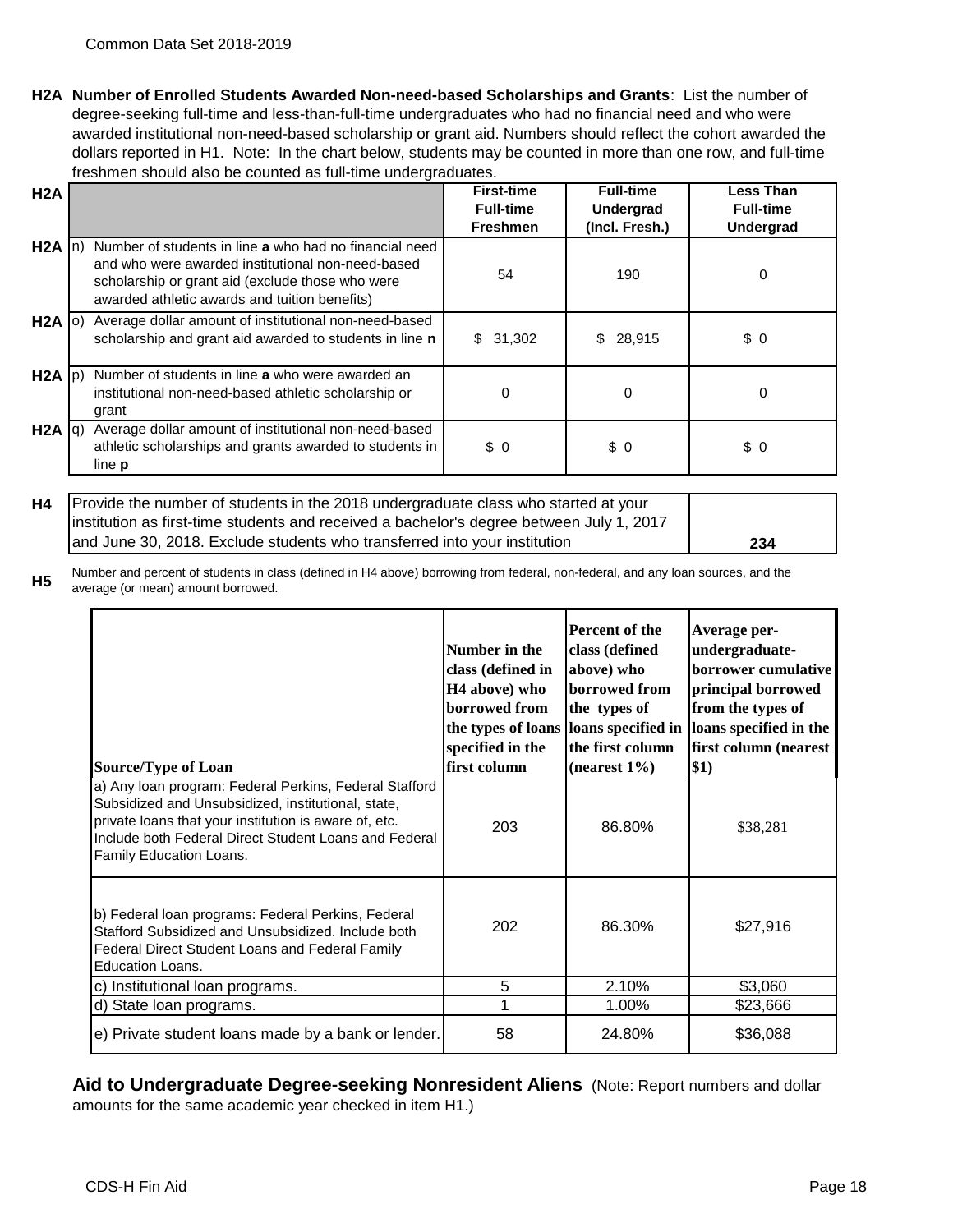**H2A Number of Enrolled Students Awarded Non-need-based Scholarships and Grants**: List the number of degree-seeking full-time and less-than-full-time undergraduates who had no financial need and who were awarded institutional non-need-based scholarship or grant aid. Numbers should reflect the cohort awarded the dollars reported in H1. Note: In the chart below, students may be counted in more than one row, and full-time freshmen should also be counted as full-time undergraduates.

| | | First-time Full-time Freshmen | Full-time Undergrad (Incl. Fresh.) | Less Than Full-time Undergrad |
|---|---|---|---|---|
| H2A | n) Number of students in line **a** who had no financial need and who were awarded institutional non-need-based scholarship or grant aid (exclude those who were awarded athletic awards and tuition benefits) | 54 | 190 | 0 |
| H2A | o) Average dollar amount of institutional non-need-based scholarship and grant aid awarded to students in line **n** | $ 31,302 | $ 28,915 | $ 0 |
| H2A | p) Number of students in line **a** who were awarded an institutional non-need-based athletic scholarship or grant | 0 | 0 | 0 |
| H2A | q) Average dollar amount of institutional non-need-based athletic scholarships and grants awarded to students in line **p** | $ 0 | $ 0 | $ 0 |

| | | |
|---|---|---|
| H4 | Provide the number of students in the 2018 undergraduate class who started at your institution as first-time students and received a bachelor's degree between July 1, 2017 and June 30, 2018. Exclude students who transferred into your institution | **234** |

**H5** Number and percent of students in class (defined in H4 above) borrowing from federal, non-federal, and any loan sources, and the average (or mean) amount borrowed.

| **Source/Type of Loan** | **Number in the class (defined in H4 above) who borrowed from the types of loans specified in the first column** | **Percent of the class (defined above) who borrowed from the types of loans specified in the first column (nearest 1%)** | **Average per-undergraduate-borrower cumulative principal borrowed from the types of loans specified in the first column (nearest $1)** |
|---|---|---|---|
| a) Any loan program: Federal Perkins, Federal Stafford Subsidized and Unsubsidized, institutional, state, private loans that your institution is aware of, etc. Include both Federal Direct Student Loans and Federal Family Education Loans. | 203 | 86.80% | $38,281 |
| b) Federal loan programs: Federal Perkins, Federal Stafford Subsidized and Unsubsidized. Include both Federal Direct Student Loans and Federal Family Education Loans. | 202 | 86.30% | $27,916 |
| c) Institutional loan programs. | 5 | 2.10% | $3,060 |
| d) State loan programs. | 1 | 1.00% | $23,666 |
| e) Private student loans made by a bank or lender. | 58 | 24.80% | $36,088 |

**Aid to Undergraduate Degree-seeking Nonresident Aliens** (Note: Report numbers and dollar amounts for the same academic year checked in item H1.)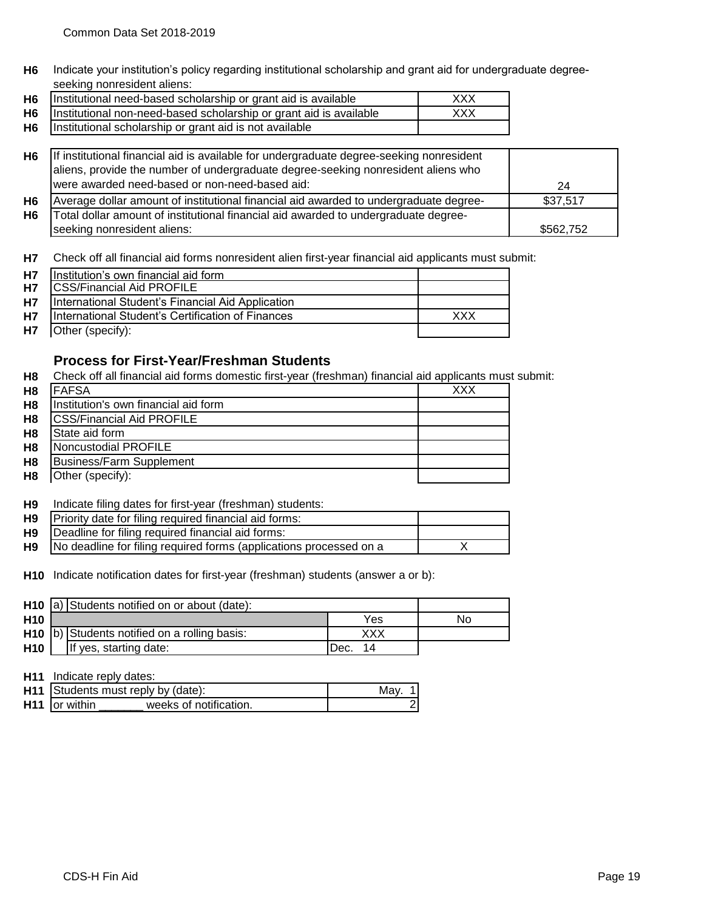**H6** Indicate your institution's policy regarding institutional scholarship and grant aid for undergraduate degree-seeking nonresident aliens:

| | | |
|---|---|---|
| H6 | Institutional need-based scholarship or grant aid is available | XXX |
| H6 | Institutional non-need-based scholarship or grant aid is available | XXX |
| H6 | Institutional scholarship or grant aid is not available | |

| | | |
|---|---|---|
| H6 | If institutional financial aid is available for undergraduate degree-seeking nonresident aliens, provide the number of undergraduate degree-seeking nonresident aliens who were awarded need-based or non-need-based aid: | 24 |
| H6 | Average dollar amount of institutional financial aid awarded to undergraduate degree- | $37,517 |
| H6 | Total dollar amount of institutional financial aid awarded to undergraduate degree-seeking nonresident aliens: | $562,752 |

**H7** Check off all financial aid forms nonresident alien first-year financial aid applicants must submit:

| | | |
|---|---|---|
| H7 | Institution's own financial aid form | |
| H7 | CSS/Financial Aid PROFILE | |
| H7 | International Student's Financial Aid Application | |
| H7 | International Student's Certification of Finances | XXX |
| H7 | Other (specify): | |

## Process for First-Year/Freshman Students

**H8** Check off all financial aid forms domestic first-year (freshman) financial aid applicants must submit:

| | | |
|---|---|---|
| H8 | FAFSA | XXX |
| H8 | Institution's own financial aid form | |
| H8 | CSS/Financial Aid PROFILE | |
| H8 | State aid form | |
| H8 | Noncustodial PROFILE | |
| H8 | Business/Farm Supplement | |
| H8 | Other (specify): | |

**H9** Indicate filing dates for first-year (freshman) students:

| | | |
|---|---|---|
| H9 | Priority date for filing required financial aid forms: | |
| H9 | Deadline for filing required financial aid forms: | |
| H9 | No deadline for filing required forms (applications processed on a | X |

**H10** Indicate notification dates for first-year (freshman) students (answer a or b):

| | | | |
|---|---|---|---|
| H10 | a) Students notified on or about (date): | | |
| H10 | | Yes | No |
| H10 | b) Students notified on a rolling basis: | XXX | |
| H10 | If yes, starting date: | Dec. 14 | |

**H11** Indicate reply dates:

| | | |
|---|---|---|
| H11 | Students must reply by (date): | May. 1 |
| H11 | or within _______ weeks of notification. | 2 |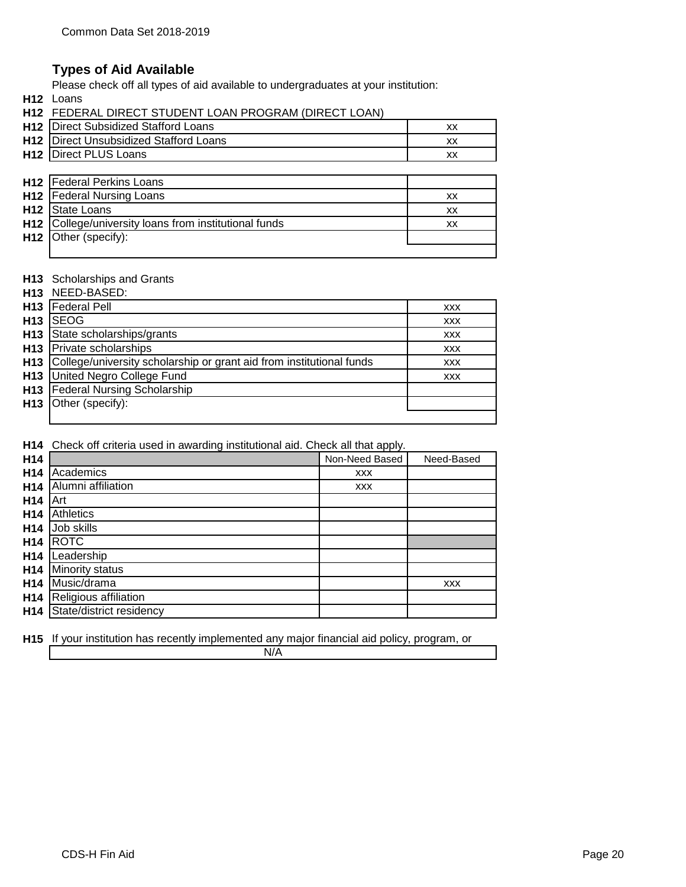## Types of Aid Available

Please check off all types of aid available to undergraduates at your institution:

H12 Loans

H12 FEDERAL DIRECT STUDENT LOAN PROGRAM (DIRECT LOAN)

| | | |
|---|---|---|
| H12 | Direct Subsidized Stafford Loans | xx |
| H12 | Direct Unsubsidized Stafford Loans | xx |
| H12 | Direct PLUS Loans | xx |

| | | |
|---|---|---|
| H12 | Federal Perkins Loans | |
| H12 | Federal Nursing Loans | xx |
| H12 | State Loans | xx |
| H12 | College/university loans from institutional funds | xx |
| H12 | Other (specify): | |

H13 Scholarships and Grants

H13 NEED-BASED:

| | | |
|---|---|---|
| H13 | Federal Pell | xxx |
| H13 | SEOG | xxx |
| H13 | State scholarships/grants | xxx |
| H13 | Private scholarships | xxx |
| H13 | College/university scholarship or grant aid from institutional funds | xxx |
| H13 | United Negro College Fund | xxx |
| H13 | Federal Nursing Scholarship | |
| H13 | Other (specify): | |

H14 Check off criteria used in awarding institutional aid. Check all that apply.

| | | Non-Need Based | Need-Based |
|---|---|---|---|
| H14 | Academics | xxx | |
| H14 | Alumni affiliation | xxx | |
| H14 | Art | | |
| H14 | Athletics | | |
| H14 | Job skills | | |
| H14 | ROTC | | |
| H14 | Leadership | | |
| H14 | Minority status | | |
| H14 | Music/drama | | xxx |
| H14 | Religious affiliation | | |
| H14 | State/district residency | | |

H15 If your institution has recently implemented any major financial aid policy, program, or

N/A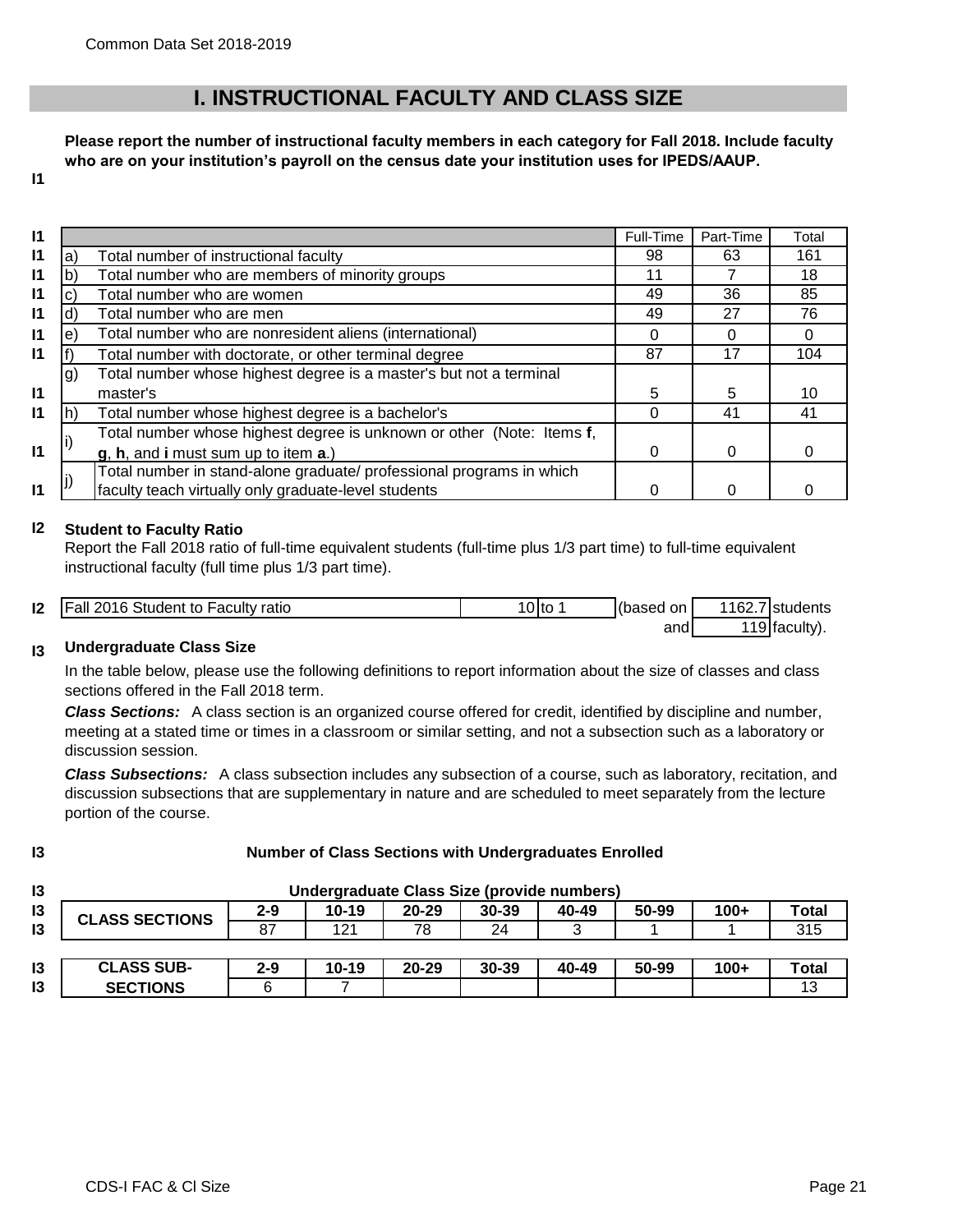# I. INSTRUCTIONAL FACULTY AND CLASS SIZE

**Please report the number of instructional faculty members in each category for Fall 2018. Include faculty who are on your institution's payroll on the census date your institution uses for IPEDS/AAUP.**

I1

| | | | Full-Time | Part-Time | Total |
|---|---|---|---|---|---|
| I1 | a) | Total number of instructional faculty | 98 | 63 | 161 |
| I1 | b) | Total number who are members of minority groups | 11 | 7 | 18 |
| I1 | c) | Total number who are women | 49 | 36 | 85 |
| I1 | d) | Total number who are men | 49 | 27 | 76 |
| I1 | e) | Total number who are nonresident aliens (international) | 0 | 0 | 0 |
| I1 | f) | Total number with doctorate, or other terminal degree | 87 | 17 | 104 |
| I1 | g) | Total number whose highest degree is a master's but not a terminal master's | 5 | 5 | 10 |
| I1 | h) | Total number whose highest degree is a bachelor's | 0 | 41 | 41 |
| I1 | i) | Total number whose highest degree is unknown or other (Note: Items **f**, **g**, **h**, and **i** must sum up to item **a**.) | 0 | 0 | 0 |
| I1 | j) | Total number in stand-alone graduate/ professional programs in which faculty teach virtually only graduate-level students | 0 | 0 | 0 |

**I2 Student to Faculty Ratio**

Report the Fall 2018 ratio of full-time equivalent students (full-time plus 1/3 part time) to full-time equivalent instructional faculty (full time plus 1/3 part time).

| | | | | | |
|---|---|---|---|---|---|
| I2 | Fall 2016 Student to Faculty ratio | 10 to 1 | (based on | 1162.7 | students |
| | | | and | 119 | faculty). |

**I3 Undergraduate Class Size**

In the table below, please use the following definitions to report information about the size of classes and class sections offered in the Fall 2018 term.

***Class Sections:*** A class section is an organized course offered for credit, identified by discipline and number, meeting at a stated time or times in a classroom or similar setting, and not a subsection such as a laboratory or discussion session.

***Class Subsections:*** A class subsection includes any subsection of a course, such as laboratory, recitation, and discussion subsections that are supplementary in nature and are scheduled to meet separately from the lecture portion of the course.

**Number of Class Sections with Undergraduates Enrolled**

**Undergraduate Class Size (provide numbers)**

| | 2-9 | 10-19 | 20-29 | 30-39 | 40-49 | 50-99 | 100+ | Total |
|---|---|---|---|---|---|---|---|---|
| **CLASS SECTIONS** | 87 | 121 | 78 | 24 | 3 | 1 | 1 | 315 |

| | 2-9 | 10-19 | 20-29 | 30-39 | 40-49 | 50-99 | 100+ | Total |
|---|---|---|---|---|---|---|---|---|
| **CLASS SUB-SECTIONS** | 6 | 7 | | | | | | 13 |

CDS-I FAC & Cl Size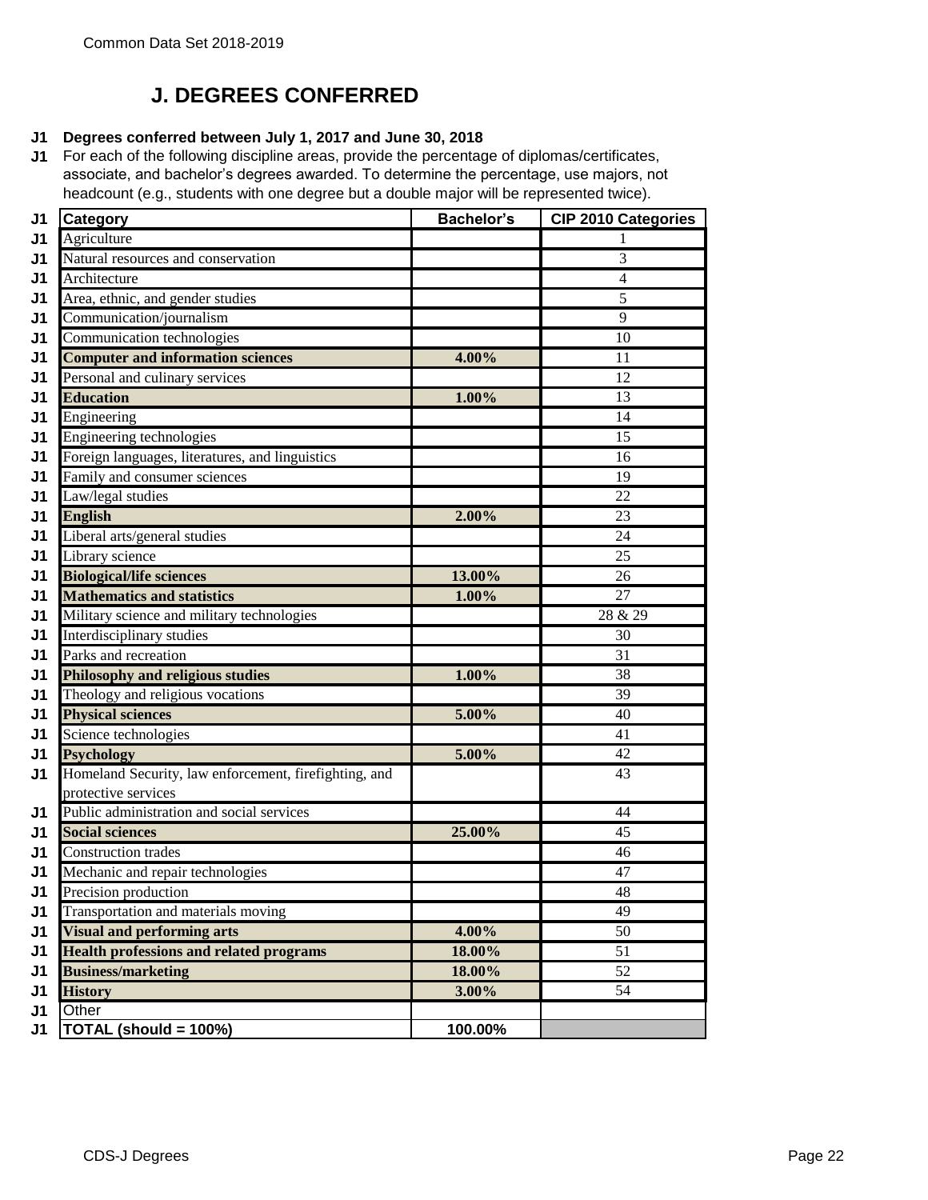# J. DEGREES CONFERRED

**J1 Degrees conferred between July 1, 2017 and June 30, 2018**

J1 For each of the following discipline areas, provide the percentage of diplomas/certificates, associate, and bachelor's degrees awarded. To determine the percentage, use majors, not headcount (e.g., students with one degree but a double major will be represented twice).

| | Category | Bachelor's | CIP 2010 Categories |
|---|---|---|---|
| J1 | Agriculture | | 1 |
| J1 | Natural resources and conservation | | 3 |
| J1 | Architecture | | 4 |
| J1 | Area, ethnic, and gender studies | | 5 |
| J1 | Communication/journalism | | 9 |
| J1 | Communication technologies | | 10 |
| J1 | **Computer and information sciences** | 4.00% | 11 |
| J1 | Personal and culinary services | | 12 |
| J1 | **Education** | 1.00% | 13 |
| J1 | Engineering | | 14 |
| J1 | Engineering technologies | | 15 |
| J1 | Foreign languages, literatures, and linguistics | | 16 |
| J1 | Family and consumer sciences | | 19 |
| J1 | Law/legal studies | | 22 |
| J1 | **English** | 2.00% | 23 |
| J1 | Liberal arts/general studies | | 24 |
| J1 | Library science | | 25 |
| J1 | **Biological/life sciences** | 13.00% | 26 |
| J1 | **Mathematics and statistics** | 1.00% | 27 |
| J1 | Military science and military technologies | | 28 & 29 |
| J1 | Interdisciplinary studies | | 30 |
| J1 | Parks and recreation | | 31 |
| J1 | **Philosophy and religious studies** | 1.00% | 38 |
| J1 | Theology and religious vocations | | 39 |
| J1 | **Physical sciences** | 5.00% | 40 |
| J1 | Science technologies | | 41 |
| J1 | **Psychology** | 5.00% | 42 |
| J1 | Homeland Security, law enforcement, firefighting, and protective services | | 43 |
| J1 | Public administration and social services | | 44 |
| J1 | **Social sciences** | 25.00% | 45 |
| J1 | Construction trades | | 46 |
| J1 | Mechanic and repair technologies | | 47 |
| J1 | Precision production | | 48 |
| J1 | Transportation and materials moving | | 49 |
| J1 | **Visual and performing arts** | 4.00% | 50 |
| J1 | **Health professions and related programs** | 18.00% | 51 |
| J1 | **Business/marketing** | 18.00% | 52 |
| J1 | **History** | 3.00% | 54 |
| J1 | Other | | |
| J1 | **TOTAL (should = 100%)** | 100.00% | |